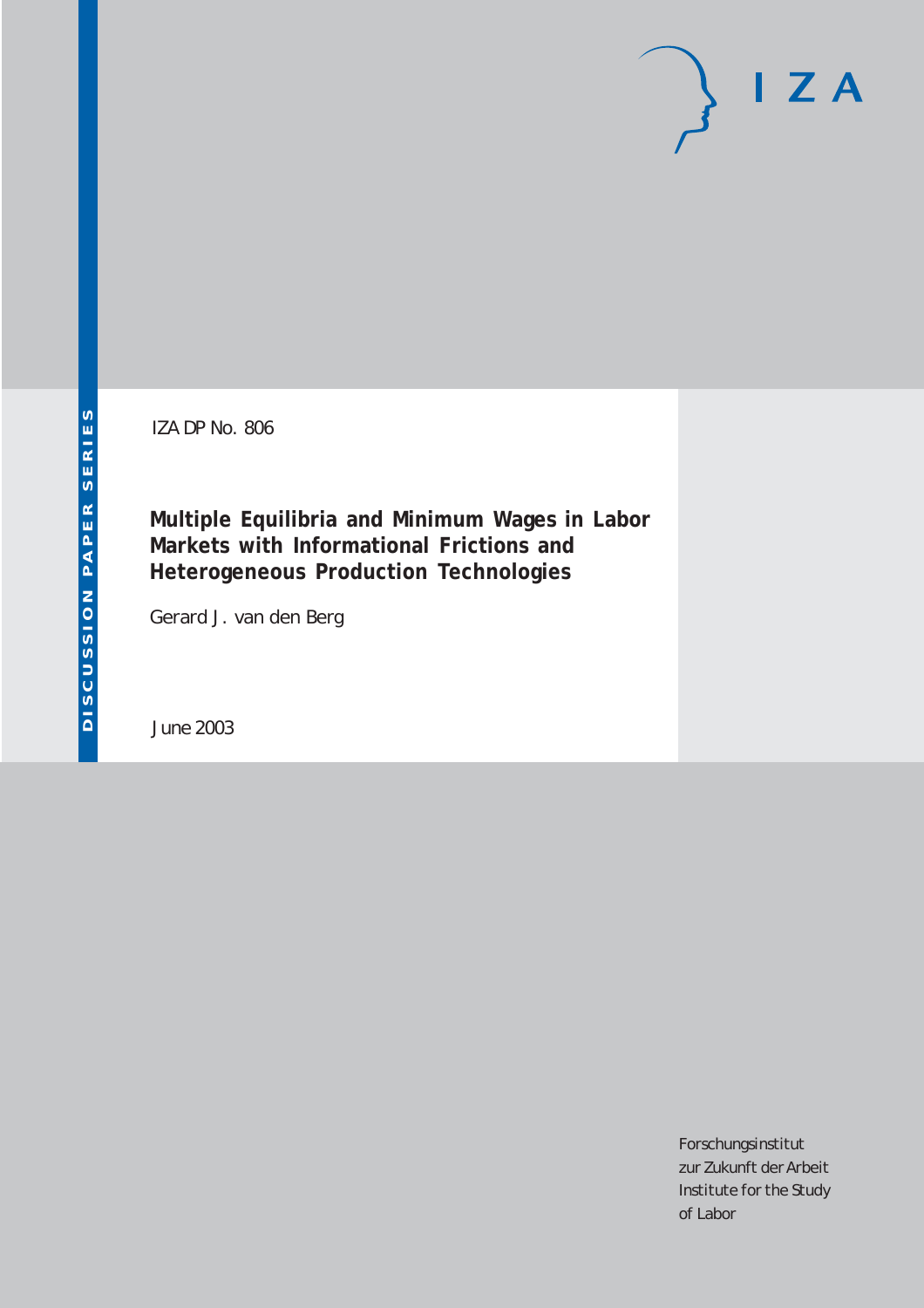DISCUSSION PAPER SERIES

IZA DP No. 806

# Multiple Equilibria and Minimum Wages in Labor Markets with Informational Frictions and Heterogeneous Production Technologies

Gerard J. van den Berg

June 2003

Forschungsinstitut
zur Zukunft der Arbeit
Institute for the Study
of Labor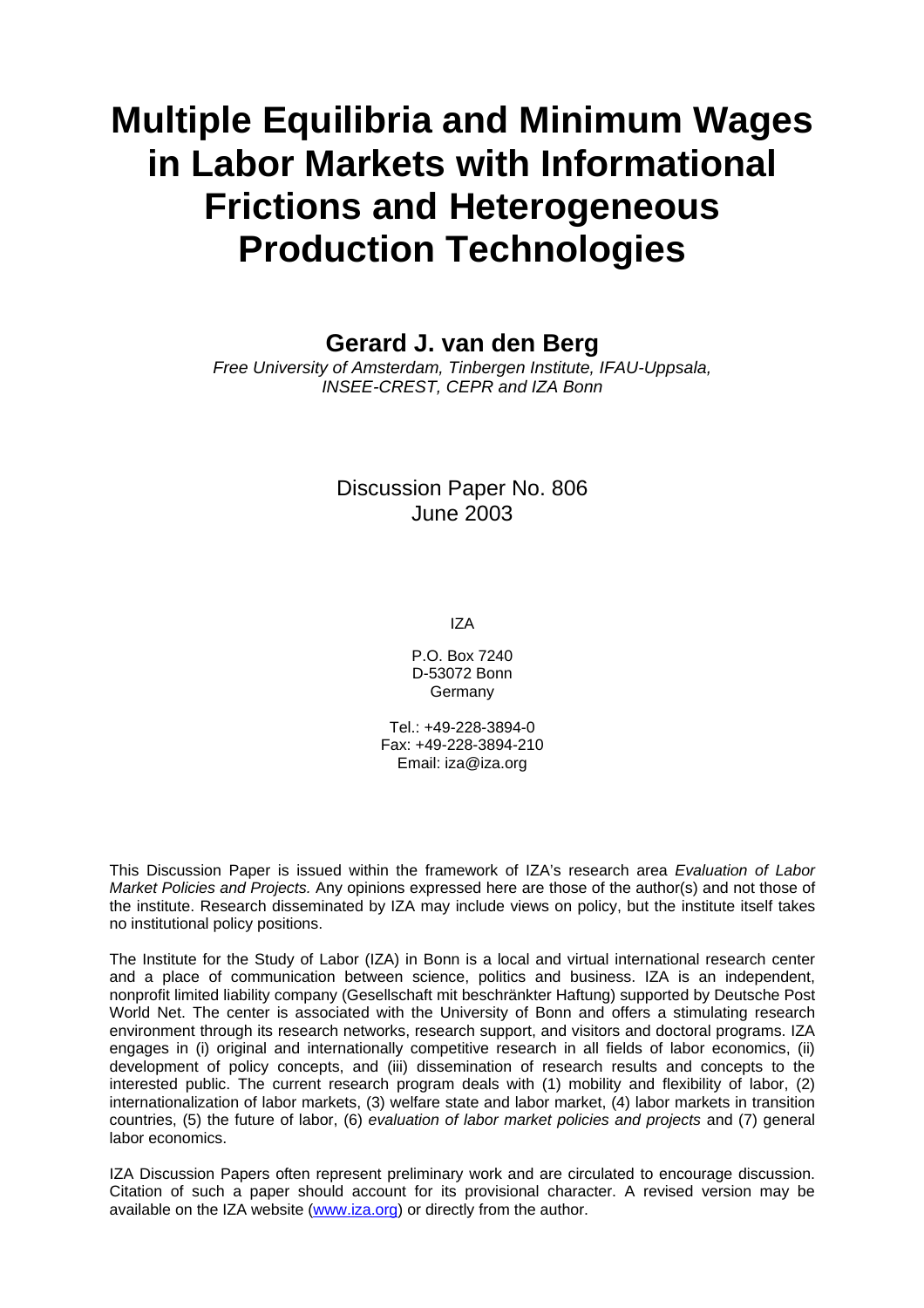# Multiple Equilibria and Minimum Wages in Labor Markets with Informational Frictions and Heterogeneous Production Technologies

## Gerard J. van den Berg

*Free University of Amsterdam, Tinbergen Institute, IFAU-Uppsala, INSEE-CREST, CEPR and IZA Bonn*

Discussion Paper No. 806
June 2003

IZA

P.O. Box 7240
D-53072 Bonn
Germany

Tel.: +49-228-3894-0
Fax: +49-228-3894-210
Email: iza@iza.org

This Discussion Paper is issued within the framework of IZA's research area *Evaluation of Labor Market Policies and Projects.* Any opinions expressed here are those of the author(s) and not those of the institute. Research disseminated by IZA may include views on policy, but the institute itself takes no institutional policy positions.

The Institute for the Study of Labor (IZA) in Bonn is a local and virtual international research center and a place of communication between science, politics and business. IZA is an independent, nonprofit limited liability company (Gesellschaft mit beschränkter Haftung) supported by Deutsche Post World Net. The center is associated with the University of Bonn and offers a stimulating research environment through its research networks, research support, and visitors and doctoral programs. IZA engages in (i) original and internationally competitive research in all fields of labor economics, (ii) development of policy concepts, and (iii) dissemination of research results and concepts to the interested public. The current research program deals with (1) mobility and flexibility of labor, (2) internationalization of labor markets, (3) welfare state and labor market, (4) labor markets in transition countries, (5) the future of labor, (6) *evaluation of labor market policies and projects* and (7) general labor economics.

IZA Discussion Papers often represent preliminary work and are circulated to encourage discussion. Citation of such a paper should account for its provisional character. A revised version may be available on the IZA website (www.iza.org) or directly from the author.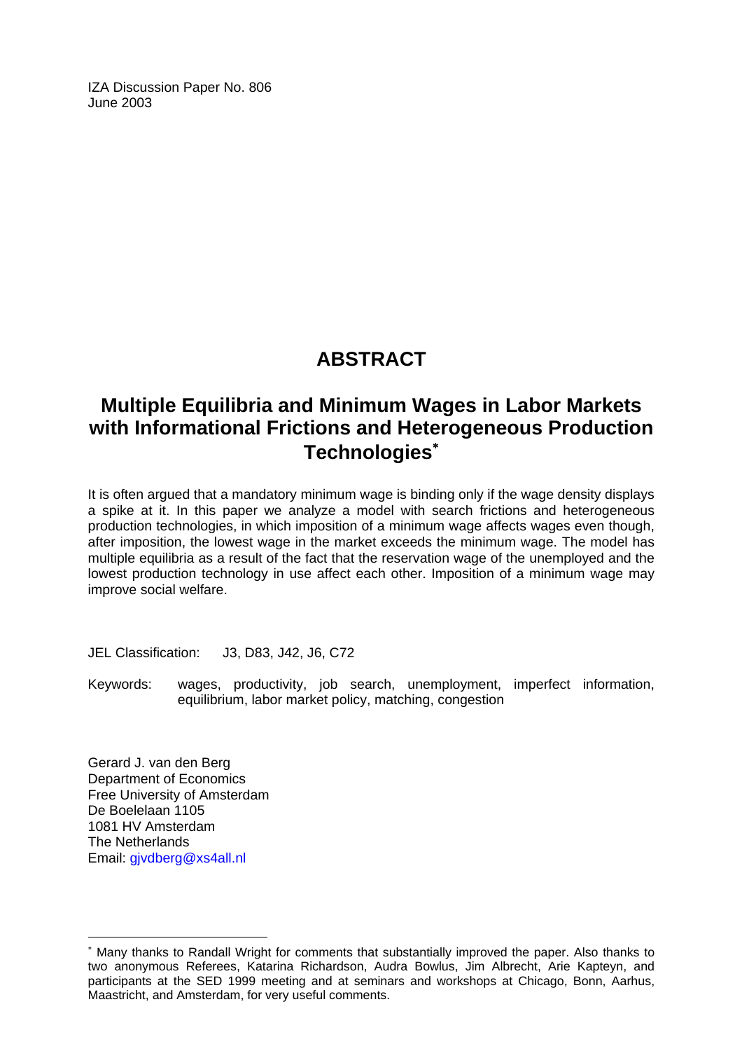IZA Discussion Paper No. 806
June 2003

# ABSTRACT

## Multiple Equilibria and Minimum Wages in Labor Markets with Informational Frictions and Heterogeneous Production Technologies[∗]

It is often argued that a mandatory minimum wage is binding only if the wage density displays a spike at it. In this paper we analyze a model with search frictions and heterogeneous production technologies, in which imposition of a minimum wage affects wages even though, after imposition, the lowest wage in the market exceeds the minimum wage. The model has multiple equilibria as a result of the fact that the reservation wage of the unemployed and the lowest production technology in use affect each other. Imposition of a minimum wage may improve social welfare.

JEL Classification: J3, D83, J42, J6, C72

Keywords: wages, productivity, job search, unemployment, imperfect information, equilibrium, labor market policy, matching, congestion

Gerard J. van den Berg
Department of Economics
Free University of Amsterdam
De Boelelaan 1105
1081 HV Amsterdam
The Netherlands
Email: gjvdberg@xs4all.nl

---

[∗] Many thanks to Randall Wright for comments that substantially improved the paper. Also thanks to two anonymous Referees, Katarina Richardson, Audra Bowlus, Jim Albrecht, Arie Kapteyn, and participants at the SED 1999 meeting and at seminars and workshops at Chicago, Bonn, Aarhus, Maastricht, and Amsterdam, for very useful comments.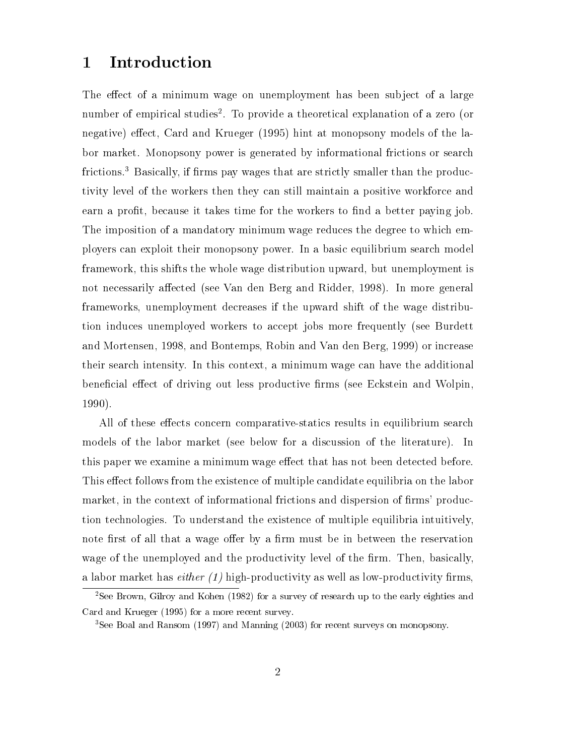# 1 Introduction

The effect of a minimum wage on unemployment has been subject of a large number of empirical studies[2]. To provide a theoretical explanation of a zero (or negative) effect, Card and Krueger (1995) hint at monopsony models of the labor market. Monopsony power is generated by informational frictions or search frictions.[3] Basically, if firms pay wages that are strictly smaller than the productivity level of the workers then they can still maintain a positive workforce and earn a profit, because it takes time for the workers to find a better paying job. The imposition of a mandatory minimum wage reduces the degree to which employers can exploit their monopsony power. In a basic equilibrium search model framework, this shifts the whole wage distribution upward, but unemployment is not necessarily affected (see Van den Berg and Ridder, 1998). In more general frameworks, unemployment decreases if the upward shift of the wage distribution induces unemployed workers to accept jobs more frequently (see Burdett and Mortensen, 1998, and Bontemps, Robin and Van den Berg, 1999) or increase their search intensity. In this context, a minimum wage can have the additional beneficial effect of driving out less productive firms (see Eckstein and Wolpin, 1990).

All of these effects concern comparative-statics results in equilibrium search models of the labor market (see below for a discussion of the literature). In this paper we examine a minimum wage effect that has not been detected before. This effect follows from the existence of multiple candidate equilibria on the labor market, in the context of informational frictions and dispersion of firms' production technologies. To understand the existence of multiple equilibria intuitively, note first of all that a wage offer by a firm must be in between the reservation wage of the unemployed and the productivity level of the firm. Then, basically, a labor market has *either (1)* high-productivity as well as low-productivity firms,

---

[2] See Brown, Gilroy and Kohen (1982) for a survey of research up to the early eighties and Card and Krueger (1995) for a more recent survey.

[3] See Boal and Ransom (1997) and Manning (2003) for recent surveys on monopsony.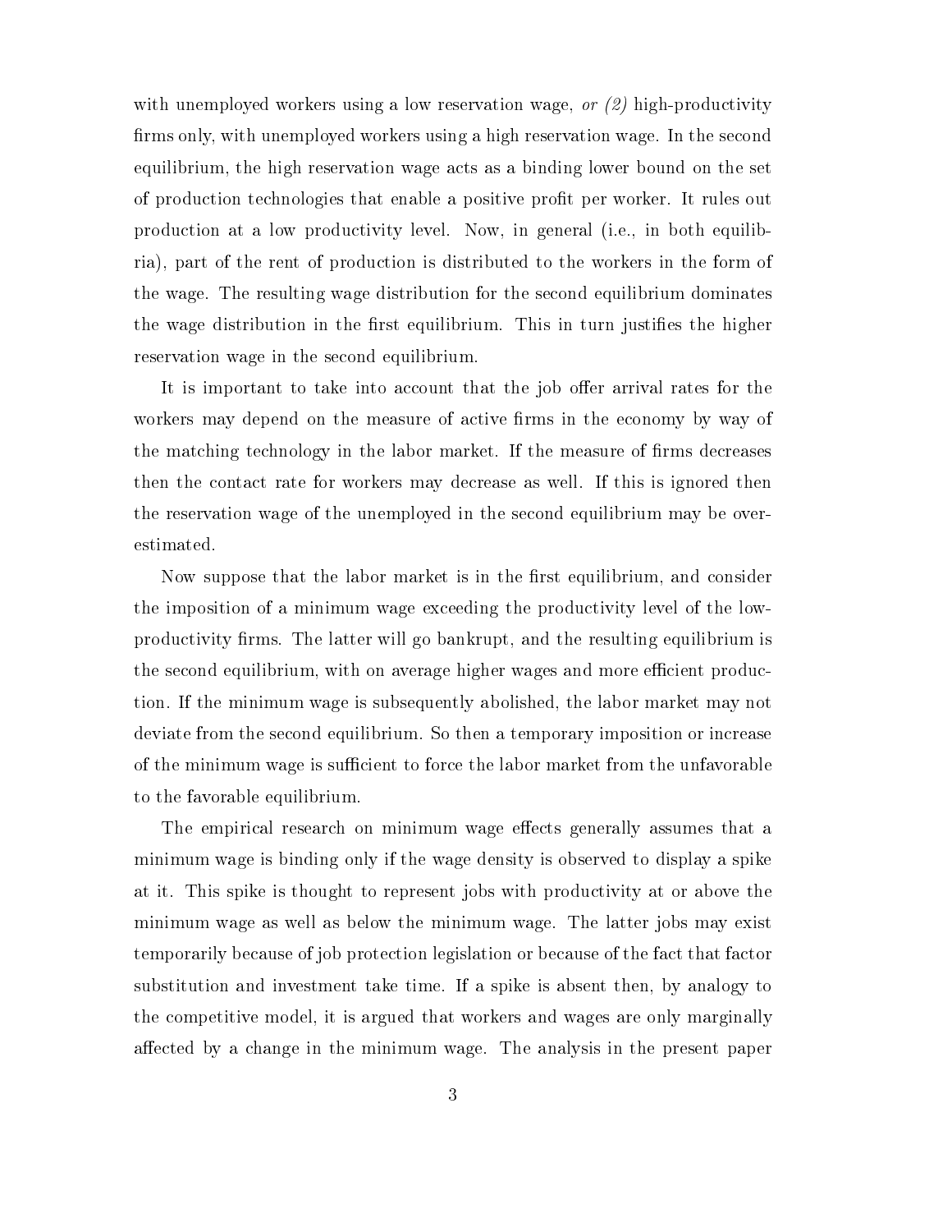with unemployed workers using a low reservation wage, *or (2)* high-productivity firms only, with unemployed workers using a high reservation wage. In the second equilibrium, the high reservation wage acts as a binding lower bound on the set of production technologies that enable a positive profit per worker. It rules out production at a low productivity level. Now, in general (i.e., in both equilibria), part of the rent of production is distributed to the workers in the form of the wage. The resulting wage distribution for the second equilibrium dominates the wage distribution in the first equilibrium. This in turn justifies the higher reservation wage in the second equilibrium.

It is important to take into account that the job offer arrival rates for the workers may depend on the measure of active firms in the economy by way of the matching technology in the labor market. If the measure of firms decreases then the contact rate for workers may decrease as well. If this is ignored then the reservation wage of the unemployed in the second equilibrium may be overestimated.

Now suppose that the labor market is in the first equilibrium, and consider the imposition of a minimum wage exceeding the productivity level of the low-productivity firms. The latter will go bankrupt, and the resulting equilibrium is the second equilibrium, with on average higher wages and more efficient production. If the minimum wage is subsequently abolished, the labor market may not deviate from the second equilibrium. So then a temporary imposition or increase of the minimum wage is sufficient to force the labor market from the unfavorable to the favorable equilibrium.

The empirical research on minimum wage effects generally assumes that a minimum wage is binding only if the wage density is observed to display a spike at it. This spike is thought to represent jobs with productivity at or above the minimum wage as well as below the minimum wage. The latter jobs may exist temporarily because of job protection legislation or because of the fact that factor substitution and investment take time. If a spike is absent then, by analogy to the competitive model, it is argued that workers and wages are only marginally affected by a change in the minimum wage. The analysis in the present paper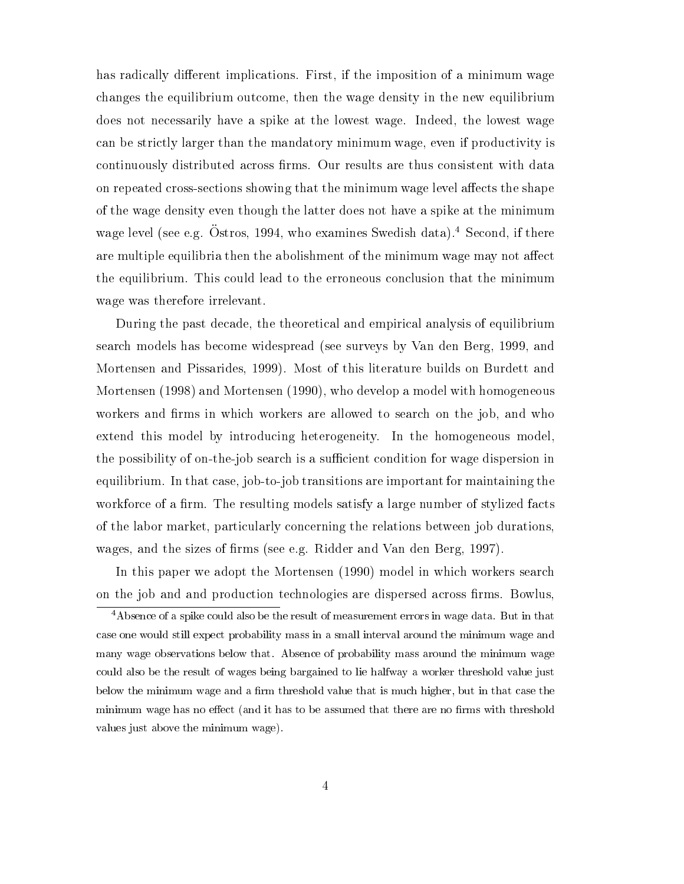has radically different implications. First, if the imposition of a minimum wage changes the equilibrium outcome, then the wage density in the new equilibrium does not necessarily have a spike at the lowest wage. Indeed, the lowest wage can be strictly larger than the mandatory minimum wage, even if productivity is continuously distributed across firms. Our results are thus consistent with data on repeated cross-sections showing that the minimum wage level affects the shape of the wage density even though the latter does not have a spike at the minimum wage level (see e.g. Östros, 1994, who examines Swedish data).[4] Second, if there are multiple equilibria then the abolishment of the minimum wage may not affect the equilibrium. This could lead to the erroneous conclusion that the minimum wage was therefore irrelevant.

During the past decade, the theoretical and empirical analysis of equilibrium search models has become widespread (see surveys by Van den Berg, 1999, and Mortensen and Pissarides, 1999). Most of this literature builds on Burdett and Mortensen (1998) and Mortensen (1990), who develop a model with homogeneous workers and firms in which workers are allowed to search on the job, and who extend this model by introducing heterogeneity. In the homogeneous model, the possibility of on-the-job search is a sufficient condition for wage dispersion in equilibrium. In that case, job-to-job transitions are important for maintaining the workforce of a firm. The resulting models satisfy a large number of stylized facts of the labor market, particularly concerning the relations between job durations, wages, and the sizes of firms (see e.g. Ridder and Van den Berg, 1997).

In this paper we adopt the Mortensen (1990) model in which workers search on the job and and production technologies are dispersed across firms. Bowlus,

[4] Absence of a spike could also be the result of measurement errors in wage data. But in that case one would still expect probability mass in a small interval around the minimum wage and many wage observations below that. Absence of probability mass around the minimum wage could also be the result of wages being bargained to lie halfway a worker threshold value just below the minimum wage and a firm threshold value that is much higher, but in that case the minimum wage has no effect (and it has to be assumed that there are no firms with threshold values just above the minimum wage).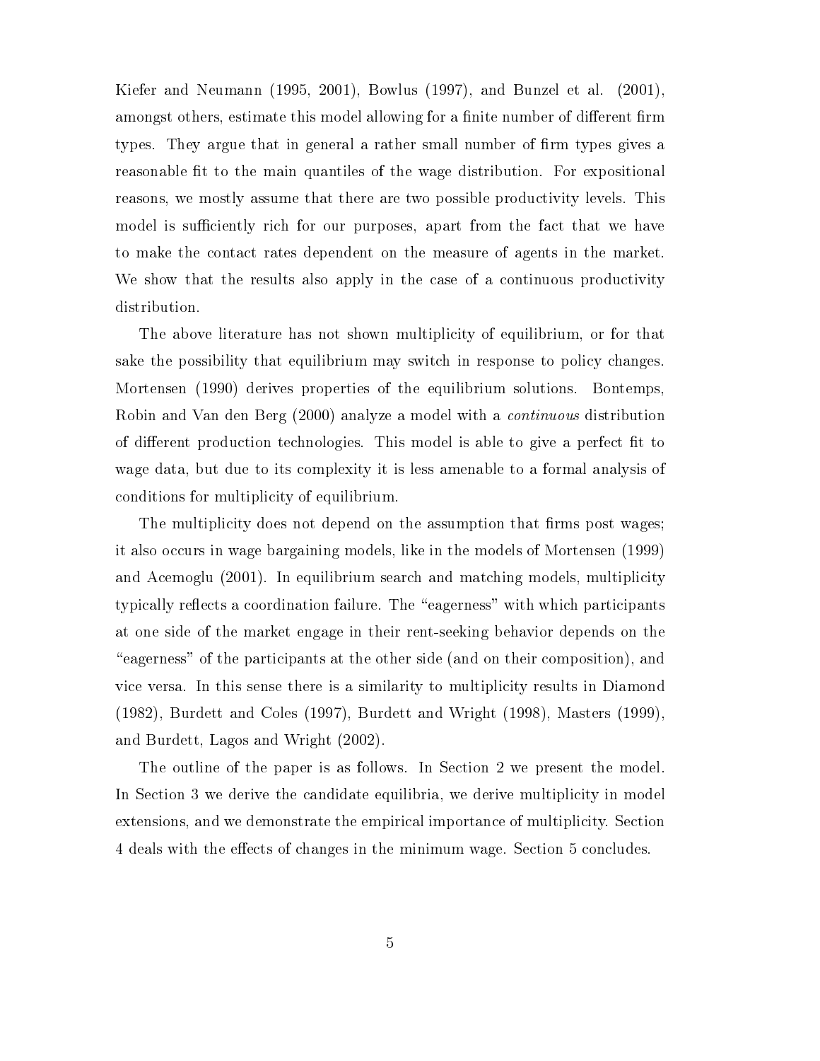Kiefer and Neumann (1995, 2001), Bowlus (1997), and Bunzel et al. (2001), amongst others, estimate this model allowing for a finite number of different firm types. They argue that in general a rather small number of firm types gives a reasonable fit to the main quantiles of the wage distribution. For expositional reasons, we mostly assume that there are two possible productivity levels. This model is sufficiently rich for our purposes, apart from the fact that we have to make the contact rates dependent on the measure of agents in the market. We show that the results also apply in the case of a continuous productivity distribution.

The above literature has not shown multiplicity of equilibrium, or for that sake the possibility that equilibrium may switch in response to policy changes. Mortensen (1990) derives properties of the equilibrium solutions. Bontemps, Robin and Van den Berg (2000) analyze a model with a *continuous* distribution of different production technologies. This model is able to give a perfect fit to wage data, but due to its complexity it is less amenable to a formal analysis of conditions for multiplicity of equilibrium.

The multiplicity does not depend on the assumption that firms post wages; it also occurs in wage bargaining models, like in the models of Mortensen (1999) and Acemoglu (2001). In equilibrium search and matching models, multiplicity typically reflects a coordination failure. The "eagerness" with which participants at one side of the market engage in their rent-seeking behavior depends on the "eagerness" of the participants at the other side (and on their composition), and vice versa. In this sense there is a similarity to multiplicity results in Diamond (1982), Burdett and Coles (1997), Burdett and Wright (1998), Masters (1999), and Burdett, Lagos and Wright (2002).

The outline of the paper is as follows. In Section 2 we present the model. In Section 3 we derive the candidate equilibria, we derive multiplicity in model extensions, and we demonstrate the empirical importance of multiplicity. Section 4 deals with the effects of changes in the minimum wage. Section 5 concludes.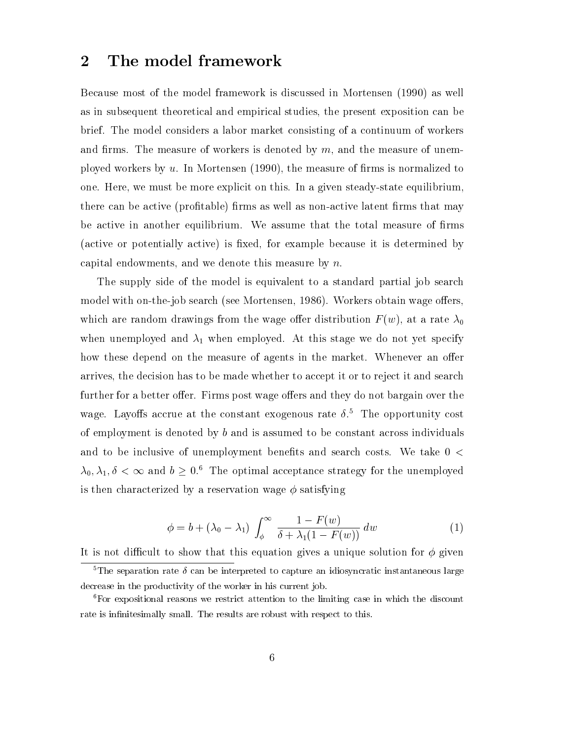## 2 The model framework

Because most of the model framework is discussed in Mortensen (1990) as well as in subsequent theoretical and empirical studies, the present exposition can be brief. The model considers a labor market consisting of a continuum of workers and firms. The measure of workers is denoted by $m$, and the measure of unemployed workers by $u$. In Mortensen (1990), the measure of firms is normalized to one. Here, we must be more explicit on this. In a given steady-state equilibrium, there can be active (profitable) firms as well as non-active latent firms that may be active in another equilibrium. We assume that the total measure of firms (active or potentially active) is fixed, for example because it is determined by capital endowments, and we denote this measure by $n$.

The supply side of the model is equivalent to a standard partial job search model with on-the-job search (see Mortensen, 1986). Workers obtain wage offers, which are random drawings from the wage offer distribution $F(w)$, at a rate $\lambda_0$ when unemployed and $\lambda_1$ when employed. At this stage we do not yet specify how these depend on the measure of agents in the market. Whenever an offer arrives, the decision has to be made whether to accept it or to reject it and search further for a better offer. Firms post wage offers and they do not bargain over the wage. Layoffs accrue at the constant exogenous rate $\delta$.[5] The opportunity cost of employment is denoted by $b$ and is assumed to be constant across individuals and to be inclusive of unemployment benefits and search costs. We take $0 < \lambda_0, \lambda_1, \delta < \infty$ and $b \geq 0$.[6] The optimal acceptance strategy for the unemployed is then characterized by a reservation wage $\phi$ satisfying

$$\phi = b + (\lambda_0 - \lambda_1) \int_{\phi}^{\infty} \frac{1 - F(w)}{\delta + \lambda_1(1 - F(w))} \, dw \tag{1}$$

It is not difficult to show that this equation gives a unique solution for $\phi$ given

[5] The separation rate $\delta$ can be interpreted to capture an idiosyncratic instantaneous large decrease in the productivity of the worker in his current job.

[6] For expositional reasons we restrict attention to the limiting case in which the discount rate is infinitesimally small. The results are robust with respect to this.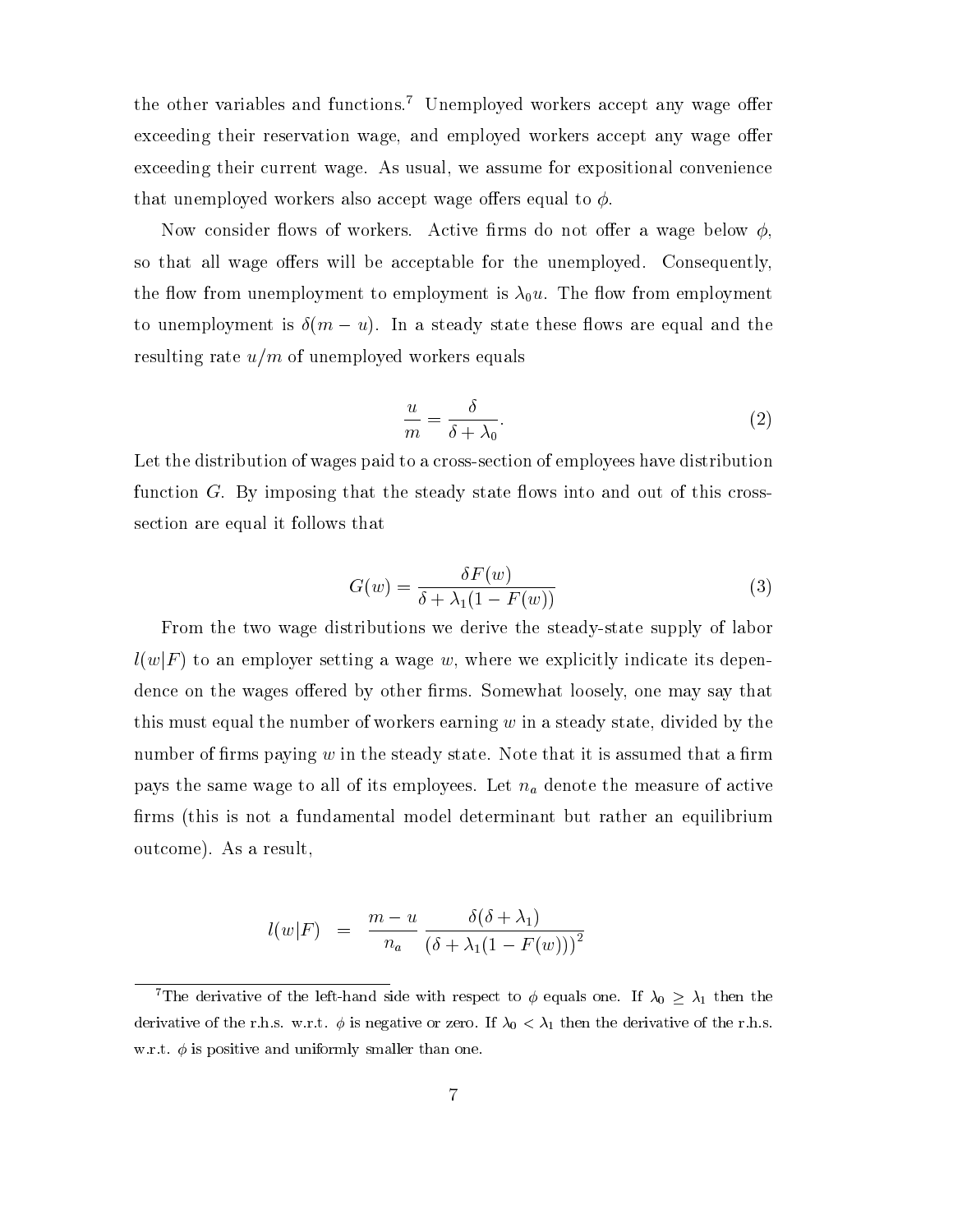the other variables and functions.[7] Unemployed workers accept any wage offer exceeding their reservation wage, and employed workers accept any wage offer exceeding their current wage. As usual, we assume for expositional convenience that unemployed workers also accept wage offers equal to $\phi$.

Now consider flows of workers. Active firms do not offer a wage below $\phi$, so that all wage offers will be acceptable for the unemployed. Consequently, the flow from unemployment to employment is $\lambda_0 u$. The flow from employment to unemployment is $\delta(m-u)$. In a steady state these flows are equal and the resulting rate $u/m$ of unemployed workers equals

$$\frac{u}{m} = \frac{\delta}{\delta + \lambda_0}. \tag{2}$$

Let the distribution of wages paid to a cross-section of employees have distribution function $G$. By imposing that the steady state flows into and out of this cross-section are equal it follows that

$$G(w) = \frac{\delta F(w)}{\delta + \lambda_1(1 - F(w))} \tag{3}$$

From the two wage distributions we derive the steady-state supply of labor $l(w|F)$ to an employer setting a wage $w$, where we explicitly indicate its dependence on the wages offered by other firms. Somewhat loosely, one may say that this must equal the number of workers earning $w$ in a steady state, divided by the number of firms paying $w$ in the steady state. Note that it is assumed that a firm pays the same wage to all of its employees. Let $n_a$ denote the measure of active firms (this is not a fundamental model determinant but rather an equilibrium outcome). As a result,

$$l(w|F) \quad = \quad \frac{m-u}{n_a} \frac{\delta(\delta + \lambda_1)}{\left(\delta + \lambda_1(1 - F(w))\right)^2}$$

[7] The derivative of the left-hand side with respect to $\phi$ equals one. If $\lambda_0 \geq \lambda_1$ then the derivative of the r.h.s. w.r.t. $\phi$ is negative or zero. If $\lambda_0 < \lambda_1$ then the derivative of the r.h.s. w.r.t. $\phi$ is positive and uniformly smaller than one.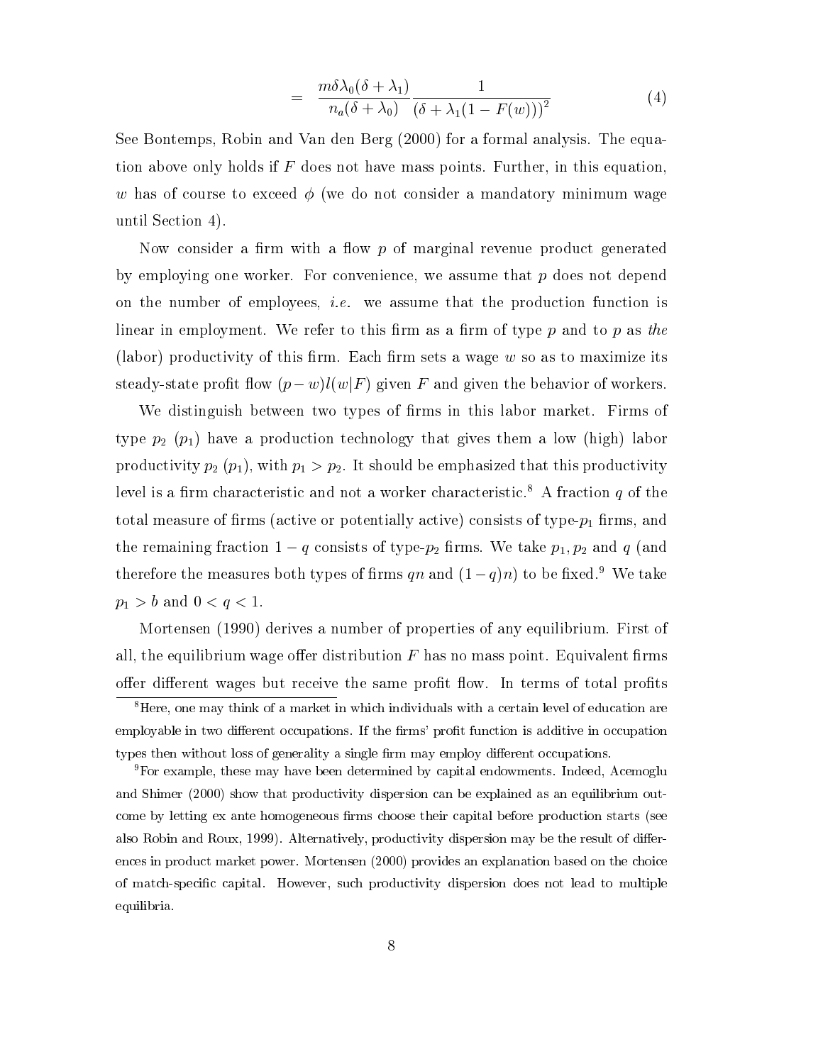$$= \frac{m\delta\lambda_0(\delta+\lambda_1)}{n_a(\delta+\lambda_0)} \frac{1}{(\delta+\lambda_1(1-F(w)))^2} \tag{4}$$

See Bontemps, Robin and Van den Berg (2000) for a formal analysis. The equation above only holds if $F$ does not have mass points. Further, in this equation, $w$ has of course to exceed $\phi$ (we do not consider a mandatory minimum wage until Section 4).

Now consider a firm with a flow $p$ of marginal revenue product generated by employing one worker. For convenience, we assume that $p$ does not depend on the number of employees, *i.e.* we assume that the production function is linear in employment. We refer to this firm as a firm of type $p$ and to $p$ as *the* (labor) productivity of this firm. Each firm sets a wage $w$ so as to maximize its steady-state profit flow $(p-w)l(w|F)$ given $F$ and given the behavior of workers.

We distinguish between two types of firms in this labor market. Firms of type $p_2$ ($p_1$) have a production technology that gives them a low (high) labor productivity $p_2$ ($p_1$), with $p_1 > p_2$. It should be emphasized that this productivity level is a firm characteristic and not a worker characteristic.[8] A fraction $q$ of the total measure of firms (active or potentially active) consists of type-$p_1$ firms, and the remaining fraction $1-q$ consists of type-$p_2$ firms. We take $p_1, p_2$ and $q$ (and therefore the measures both types of firms $qn$ and $(1-q)n$) to be fixed.[9] We take $p_1 > b$ and $0 < q < 1$.

Mortensen (1990) derives a number of properties of any equilibrium. First of all, the equilibrium wage offer distribution $F$ has no mass point. Equivalent firms offer different wages but receive the same profit flow. In terms of total profits

[8] Here, one may think of a market in which individuals with a certain level of education are employable in two different occupations. If the firms' profit function is additive in occupation types then without loss of generality a single firm may employ different occupations.

[9] For example, these may have been determined by capital endowments. Indeed, Acemoglu and Shimer (2000) show that productivity dispersion can be explained as an equilibrium outcome by letting ex ante homogeneous firms choose their capital before production starts (see also Robin and Roux, 1999). Alternatively, productivity dispersion may be the result of differences in product market power. Mortensen (2000) provides an explanation based on the choice of match-specific capital. However, such productivity dispersion does not lead to multiple equilibria.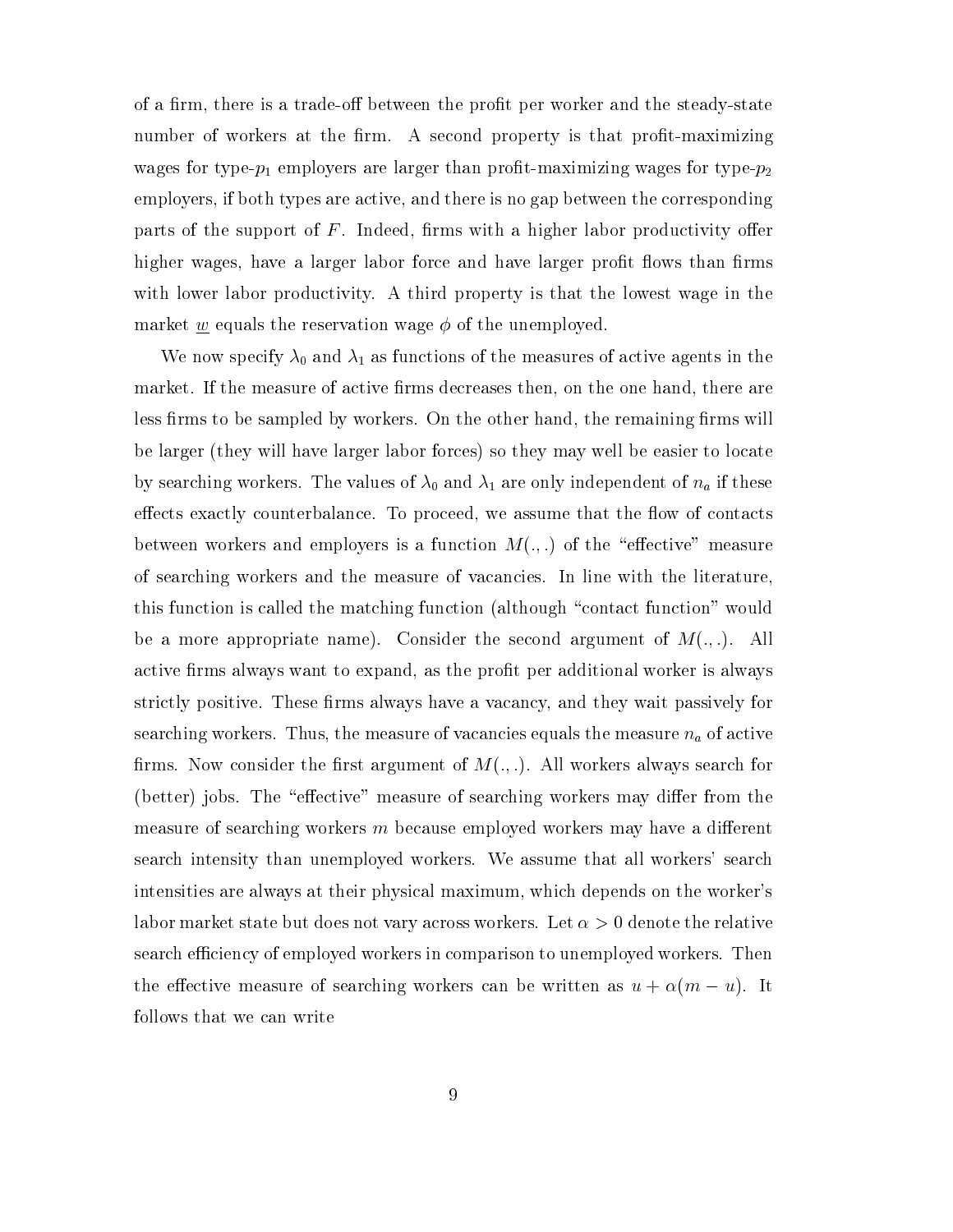of a firm, there is a trade-off between the profit per worker and the steady-state number of workers at the firm. A second property is that profit-maximizing wages for type-$p_1$ employers are larger than profit-maximizing wages for type-$p_2$ employers, if both types are active, and there is no gap between the corresponding parts of the support of $F$. Indeed, firms with a higher labor productivity offer higher wages, have a larger labor force and have larger profit flows than firms with lower labor productivity. A third property is that the lowest wage in the market $\underline{w}$ equals the reservation wage $\phi$ of the unemployed.

We now specify $\lambda_0$ and $\lambda_1$ as functions of the measures of active agents in the market. If the measure of active firms decreases then, on the one hand, there are less firms to be sampled by workers. On the other hand, the remaining firms will be larger (they will have larger labor forces) so they may well be easier to locate by searching workers. The values of $\lambda_0$ and $\lambda_1$ are only independent of $n_a$ if these effects exactly counterbalance. To proceed, we assume that the flow of contacts between workers and employers is a function $M(.,.)$ of the "effective" measure of searching workers and the measure of vacancies. In line with the literature, this function is called the matching function (although "contact function" would be a more appropriate name). Consider the second argument of $M(.,.)$. All active firms always want to expand, as the profit per additional worker is always strictly positive. These firms always have a vacancy, and they wait passively for searching workers. Thus, the measure of vacancies equals the measure $n_a$ of active firms. Now consider the first argument of $M(.,.)$. All workers always search for (better) jobs. The "effective" measure of searching workers may differ from the measure of searching workers $m$ because employed workers may have a different search intensity than unemployed workers. We assume that all workers' search intensities are always at their physical maximum, which depends on the worker's labor market state but does not vary across workers. Let $\alpha > 0$ denote the relative search efficiency of employed workers in comparison to unemployed workers. Then the effective measure of searching workers can be written as $u + \alpha(m - u)$. It follows that we can write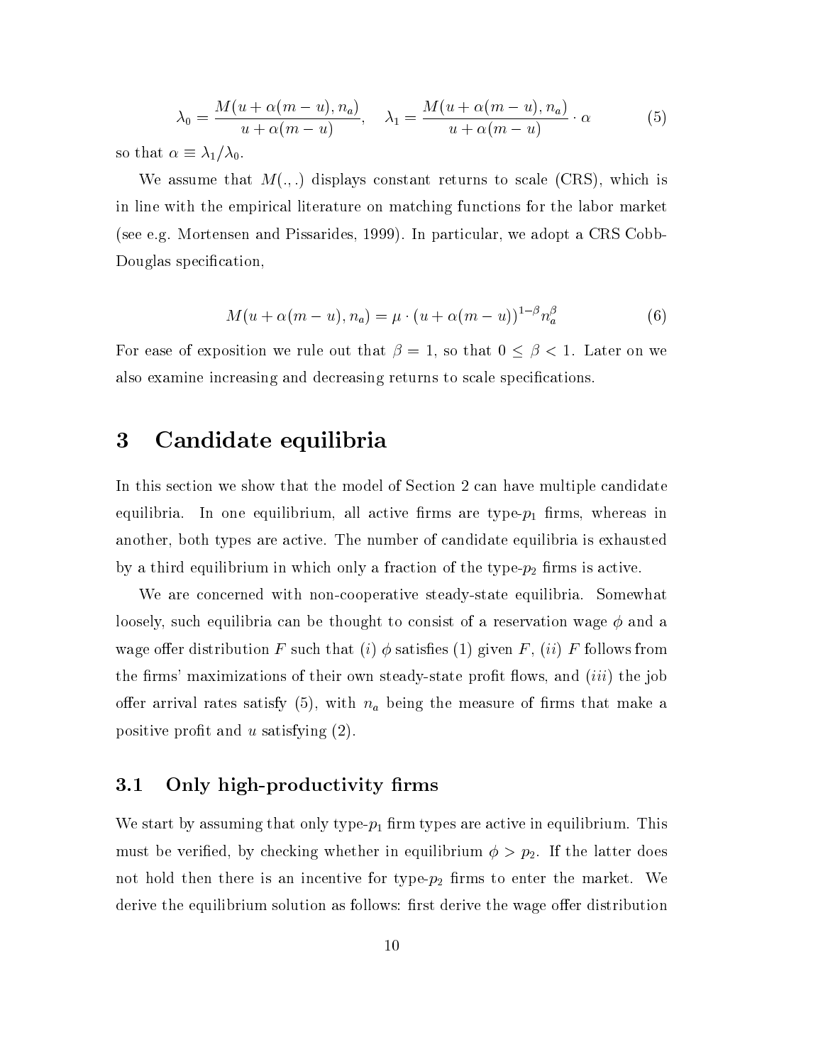$$\lambda_0 = \frac{M(u+\alpha(m-u), n_a)}{u+\alpha(m-u)}, \quad \lambda_1 = \frac{M(u+\alpha(m-u), n_a)}{u+\alpha(m-u)} \cdot \alpha \tag{5}$$

so that $\alpha \equiv \lambda_1/\lambda_0$.

We assume that $M(.,.)$ displays constant returns to scale (CRS), which is in line with the empirical literature on matching functions for the labor market (see e.g. Mortensen and Pissarides, 1999). In particular, we adopt a CRS Cobb-Douglas specification,

$$M(u+\alpha(m-u), n_a) = \mu \cdot (u+\alpha(m-u))^{1-\beta} n_a^{\beta} \tag{6}$$

For ease of exposition we rule out that $\beta = 1$, so that $0 \leq \beta < 1$. Later on we also examine increasing and decreasing returns to scale specifications.

# 3 Candidate equilibria

In this section we show that the model of Section 2 can have multiple candidate equilibria. In one equilibrium, all active firms are type-$p_1$ firms, whereas in another, both types are active. The number of candidate equilibria is exhausted by a third equilibrium in which only a fraction of the type-$p_2$ firms is active.

We are concerned with non-cooperative steady-state equilibria. Somewhat loosely, such equilibria can be thought to consist of a reservation wage $\phi$ and a wage offer distribution $F$ such that (*i*) $\phi$ satisfies (1) given $F$, (*ii*) $F$ follows from the firms' maximizations of their own steady-state profit flows, and (*iii*) the job offer arrival rates satisfy (5), with $n_a$ being the measure of firms that make a positive profit and $u$ satisfying (2).

## 3.1 Only high-productivity firms

We start by assuming that only type-$p_1$ firm types are active in equilibrium. This must be verified, by checking whether in equilibrium $\phi > p_2$. If the latter does not hold then there is an incentive for type-$p_2$ firms to enter the market. We derive the equilibrium solution as follows: first derive the wage offer distribution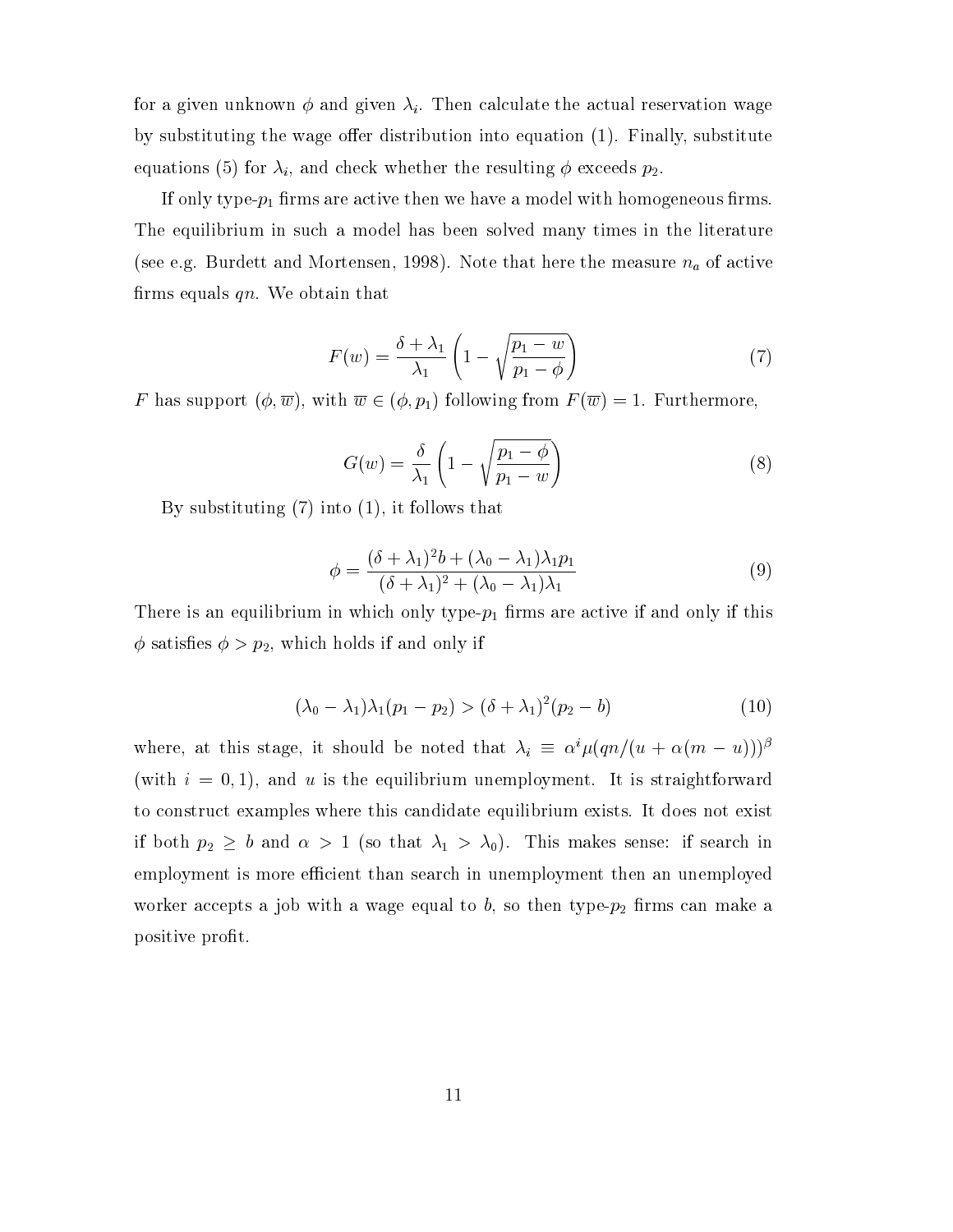for a given unknown $\phi$ and given $\lambda_i$. Then calculate the actual reservation wage by substituting the wage offer distribution into equation (1). Finally, substitute equations (5) for $\lambda_i$, and check whether the resulting $\phi$ exceeds $p_2$.

If only type-$p_1$ firms are active then we have a model with homogeneous firms. The equilibrium in such a model has been solved many times in the literature (see e.g. Burdett and Mortensen, 1998). Note that here the measure $n_a$ of active firms equals $qn$. We obtain that

$$F(w) = \frac{\delta + \lambda_1}{\lambda_1}\left(1 - \sqrt{\frac{p_1 - w}{p_1 - \phi}}\right) \tag{7}$$

$F$ has support $(\phi, \overline{w})$, with $\overline{w} \in (\phi, p_1)$ following from $F(\overline{w}) = 1$. Furthermore,

$$G(w) = \frac{\delta}{\lambda_1}\left(1 - \sqrt{\frac{p_1 - \phi}{p_1 - w}}\right) \tag{8}$$

By substituting (7) into (1), it follows that

$$\phi = \frac{(\delta + \lambda_1)^2 b + (\lambda_0 - \lambda_1)\lambda_1 p_1}{(\delta + \lambda_1)^2 + (\lambda_0 - \lambda_1)\lambda_1} \tag{9}$$

There is an equilibrium in which only type-$p_1$ firms are active if and only if this $\phi$ satisfies $\phi > p_2$, which holds if and only if

$$(\lambda_0 - \lambda_1)\lambda_1(p_1 - p_2) > (\delta + \lambda_1)^2(p_2 - b) \tag{10}$$

where, at this stage, it should be noted that $\lambda_i \equiv \alpha^i \mu(qn/(u + \alpha(m-u)))^\beta$ (with $i = 0, 1$), and $u$ is the equilibrium unemployment. It is straightforward to construct examples where this candidate equilibrium exists. It does not exist if both $p_2 \geq b$ and $\alpha > 1$ (so that $\lambda_1 > \lambda_0$). This makes sense: if search in employment is more efficient than search in unemployment then an unemployed worker accepts a job with a wage equal to $b$, so then type-$p_2$ firms can make a positive profit.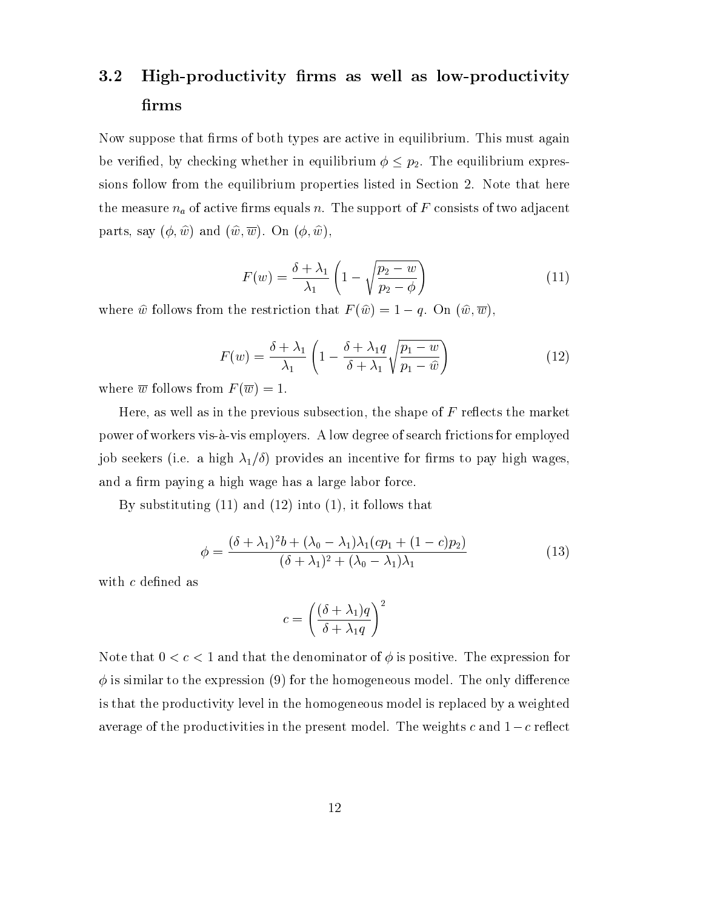### 3.2 High-productivity firms as well as low-productivity firms

Now suppose that firms of both types are active in equilibrium. This must again be verified, by checking whether in equilibrium $\phi \leq p_2$. The equilibrium expressions follow from the equilibrium properties listed in Section 2. Note that here the measure $n_a$ of active firms equals $n$. The support of $F$ consists of two adjacent parts, say $(\phi, \widehat{w})$ and $(\widehat{w}, \overline{w})$. On $(\phi, \widehat{w})$,

$$F(w) = \frac{\delta + \lambda_1}{\lambda_1} \left( 1 - \sqrt{\frac{p_2 - w}{p_2 - \phi}} \right) \tag{11}$$

where $\widehat{w}$ follows from the restriction that $F(\widehat{w}) = 1 - q$. On $(\widehat{w}, \overline{w})$,

$$F(w) = \frac{\delta + \lambda_1}{\lambda_1} \left( 1 - \frac{\delta + \lambda_1 q}{\delta + \lambda_1} \sqrt{\frac{p_1 - w}{p_1 - \widehat{w}}} \right) \tag{12}$$

where $\overline{w}$ follows from $F(\overline{w}) = 1$.

Here, as well as in the previous subsection, the shape of $F$ reflects the market power of workers vis-à-vis employers. A low degree of search frictions for employed job seekers (i.e. a high $\lambda_1/\delta$) provides an incentive for firms to pay high wages, and a firm paying a high wage has a large labor force.

By substituting (11) and (12) into (1), it follows that

$$\phi = \frac{(\delta + \lambda_1)^2 b + (\lambda_0 - \lambda_1)\lambda_1 (c p_1 + (1 - c) p_2)}{(\delta + \lambda_1)^2 + (\lambda_0 - \lambda_1)\lambda_1} \tag{13}$$

with $c$ defined as

$$c = \left( \frac{(\delta + \lambda_1) q}{\delta + \lambda_1 q} \right)^2$$

Note that $0 < c < 1$ and that the denominator of $\phi$ is positive. The expression for $\phi$ is similar to the expression (9) for the homogeneous model. The only difference is that the productivity level in the homogeneous model is replaced by a weighted average of the productivities in the present model. The weights $c$ and $1 - c$ reflect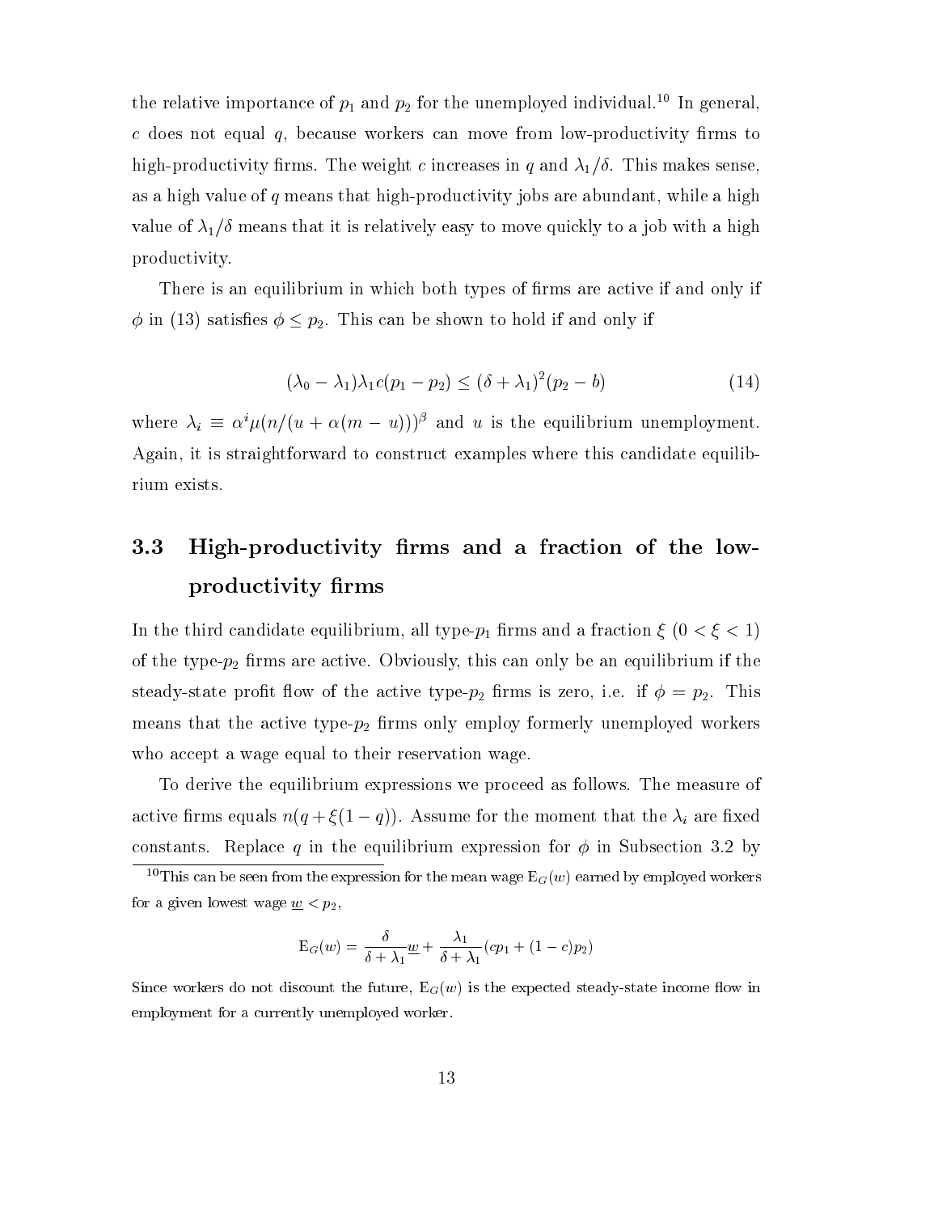the relative importance of $p_1$ and $p_2$ for the unemployed individual.[10] In general, $c$ does not equal $q$, because workers can move from low-productivity firms to high-productivity firms. The weight $c$ increases in $q$ and $\lambda_1/\delta$. This makes sense, as a high value of $q$ means that high-productivity jobs are abundant, while a high value of $\lambda_1/\delta$ means that it is relatively easy to move quickly to a job with a high productivity.

There is an equilibrium in which both types of firms are active if and only if $\phi$ in (13) satisfies $\phi \leq p_2$. This can be shown to hold if and only if

$$(\lambda_0 - \lambda_1)\lambda_1 c(p_1 - p_2) \leq (\delta + \lambda_1)^2 (p_2 - b) \tag{14}$$

where $\lambda_i \equiv \alpha^i \mu(n/(u + \alpha(m - u)))^\beta$ and $u$ is the equilibrium unemployment. Again, it is straightforward to construct examples where this candidate equilibrium exists.

### 3.3 High-productivity firms and a fraction of the low-productivity firms

In the third candidate equilibrium, all type-$p_1$ firms and a fraction $\xi$ $(0 < \xi < 1)$ of the type-$p_2$ firms are active. Obviously, this can only be an equilibrium if the steady-state profit flow of the active type-$p_2$ firms is zero, i.e. if $\phi = p_2$. This means that the active type-$p_2$ firms only employ formerly unemployed workers who accept a wage equal to their reservation wage.

To derive the equilibrium expressions we proceed as follows. The measure of active firms equals $n(q + \xi(1 - q))$. Assume for the moment that the $\lambda_i$ are fixed constants. Replace $q$ in the equilibrium expression for $\phi$ in Subsection 3.2 by

[10] This can be seen from the expression for the mean wage $\mathrm{E}_G(w)$ earned by employed workers for a given lowest wage $\underline{w} < p_2$,

$$\mathrm{E}_G(w) = \frac{\delta}{\delta + \lambda_1}\underline{w} + \frac{\lambda_1}{\delta + \lambda_1}(cp_1 + (1 - c)p_2)$$

Since workers do not discount the future, $\mathrm{E}_G(w)$ is the expected steady-state income flow in employment for a currently unemployed worker.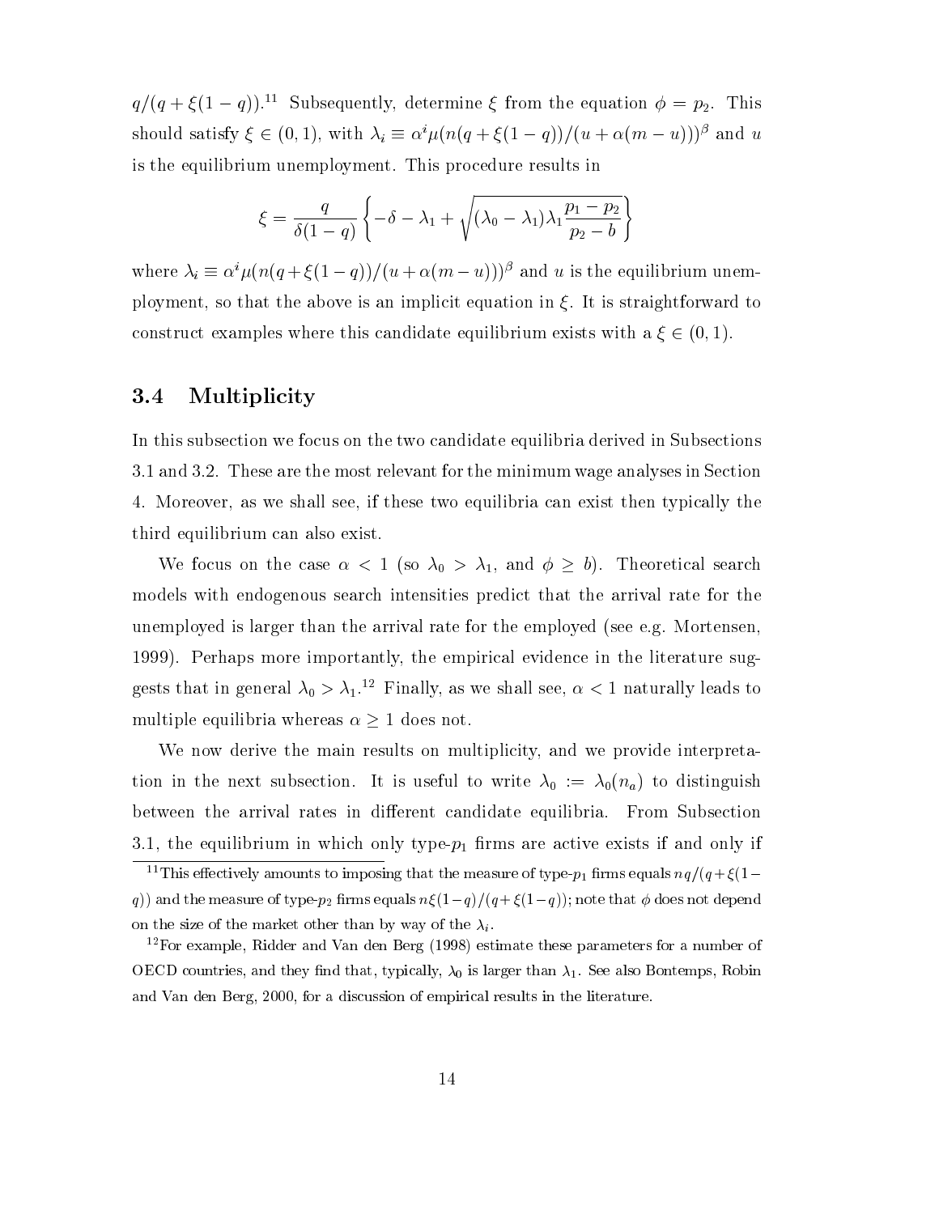$q/(q+\xi(1-q))$.[11] Subsequently, determine $\xi$ from the equation $\phi = p_2$. This should satisfy $\xi \in (0,1)$, with $\lambda_i \equiv \alpha^i \mu(n(q+\xi(1-q))/(u+\alpha(m-u)))^\beta$ and $u$ is the equilibrium unemployment. This procedure results in

$$\xi = \frac{q}{\delta(1-q)} \left\{ -\delta - \lambda_1 + \sqrt{(\lambda_0 - \lambda_1)\lambda_1 \frac{p_1 - p_2}{p_2 - b}} \right\}$$

where $\lambda_i \equiv \alpha^i \mu(n(q+\xi(1-q))/(u+\alpha(m-u)))^\beta$ and $u$ is the equilibrium unemployment, so that the above is an implicit equation in $\xi$. It is straightforward to construct examples where this candidate equilibrium exists with a $\xi \in (0,1)$.

### 3.4 Multiplicity

In this subsection we focus on the two candidate equilibria derived in Subsections 3.1 and 3.2. These are the most relevant for the minimum wage analyses in Section 4. Moreover, as we shall see, if these two equilibria can exist then typically the third equilibrium can also exist.

We focus on the case $\alpha < 1$ (so $\lambda_0 > \lambda_1$, and $\phi \geq b$). Theoretical search models with endogenous search intensities predict that the arrival rate for the unemployed is larger than the arrival rate for the employed (see e.g. Mortensen, 1999). Perhaps more importantly, the empirical evidence in the literature suggests that in general $\lambda_0 > \lambda_1$.[12] Finally, as we shall see, $\alpha < 1$ naturally leads to multiple equilibria whereas $\alpha \geq 1$ does not.

We now derive the main results on multiplicity, and we provide interpretation in the next subsection. It is useful to write $\lambda_0 := \lambda_0(n_a)$ to distinguish between the arrival rates in different candidate equilibria. From Subsection 3.1, the equilibrium in which only type-$p_1$ firms are active exists if and only if

[11] This effectively amounts to imposing that the measure of type-$p_1$ firms equals $nq/(q+\xi(1-q))$ and the measure of type-$p_2$ firms equals $n\xi(1-q)/(q+\xi(1-q))$; note that $\phi$ does not depend on the size of the market other than by way of the $\lambda_i$.

[12] For example, Ridder and Van den Berg (1998) estimate these parameters for a number of OECD countries, and they find that, typically, $\lambda_0$ is larger than $\lambda_1$. See also Bontemps, Robin and Van den Berg, 2000, for a discussion of empirical results in the literature.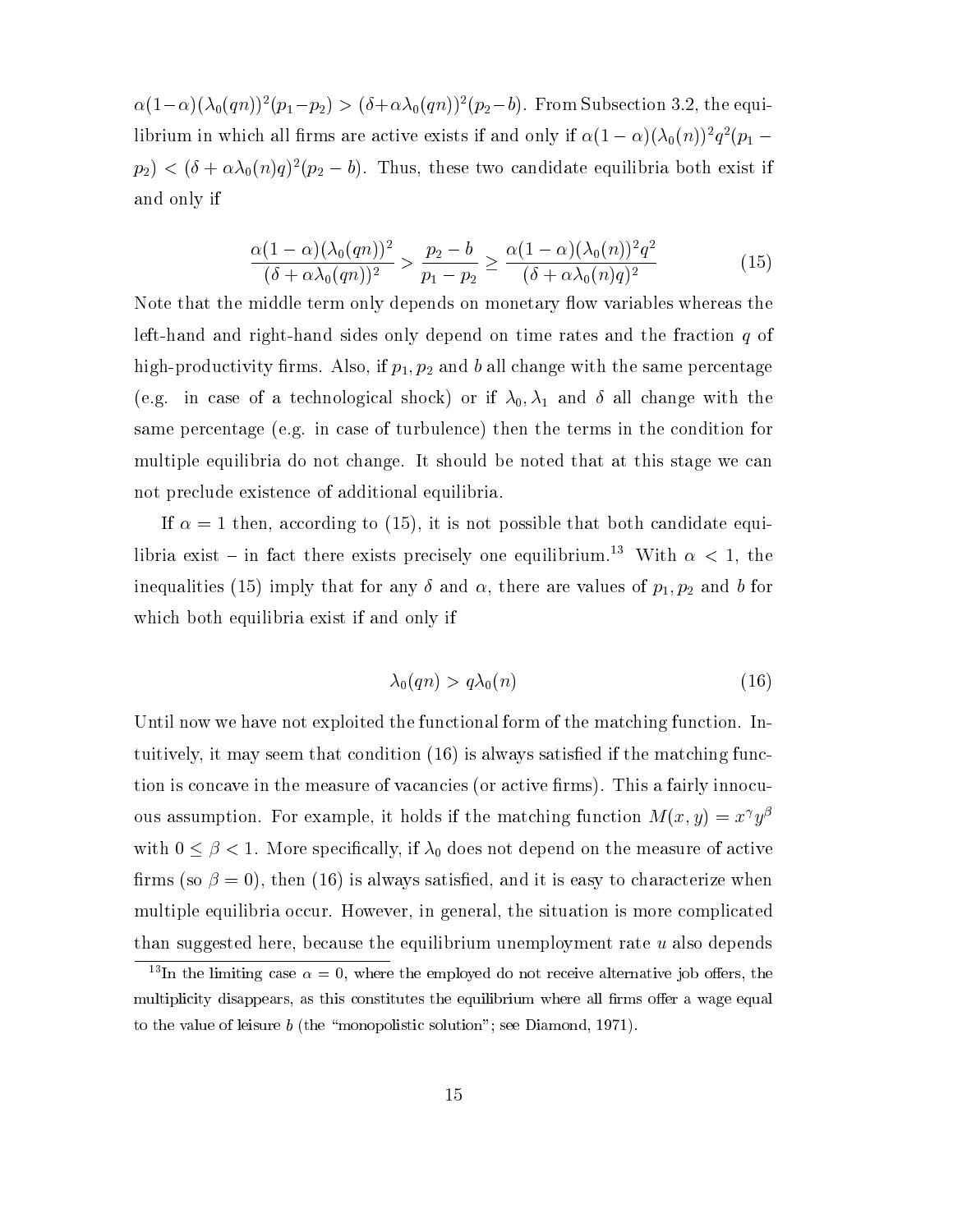$\alpha(1-\alpha)(\lambda_0(qn))^2(p_1-p_2) > (\delta+\alpha\lambda_0(qn))^2(p_2-b)$. From Subsection 3.2, the equilibrium in which all firms are active exists if and only if $\alpha(1-\alpha)(\lambda_0(n))^2q^2(p_1-p_2) < (\delta+\alpha\lambda_0(n)q)^2(p_2-b)$. Thus, these two candidate equilibria both exist if and only if

$$\frac{\alpha(1-\alpha)(\lambda_0(qn))^2}{(\delta+\alpha\lambda_0(qn))^2} > \frac{p_2-b}{p_1-p_2} \geq \frac{\alpha(1-\alpha)(\lambda_0(n))^2q^2}{(\delta+\alpha\lambda_0(n)q)^2} \tag{15}$$

Note that the middle term only depends on monetary flow variables whereas the left-hand and right-hand sides only depend on time rates and the fraction $q$ of high-productivity firms. Also, if $p_1, p_2$ and $b$ all change with the same percentage (e.g. in case of a technological shock) or if $\lambda_0, \lambda_1$ and $\delta$ all change with the same percentage (e.g. in case of turbulence) then the terms in the condition for multiple equilibria do not change. It should be noted that at this stage we can not preclude existence of additional equilibria.

If $\alpha = 1$ then, according to (15), it is not possible that both candidate equilibria exist – in fact there exists precisely one equilibrium.[13] With $\alpha < 1$, the inequalities (15) imply that for any $\delta$ and $\alpha$, there are values of $p_1, p_2$ and $b$ for which both equilibria exist if and only if

$$\lambda_0(qn) > q\lambda_0(n) \tag{16}$$

Until now we have not exploited the functional form of the matching function. Intuitively, it may seem that condition (16) is always satisfied if the matching function is concave in the measure of vacancies (or active firms). This a fairly innocuous assumption. For example, it holds if the matching function $M(x,y) = x^\gamma y^\beta$ with $0 \leq \beta < 1$. More specifically, if $\lambda_0$ does not depend on the measure of active firms (so $\beta = 0$), then (16) is always satisfied, and it is easy to characterize when multiple equilibria occur. However, in general, the situation is more complicated than suggested here, because the equilibrium unemployment rate $u$ also depends

[13] In the limiting case $\alpha = 0$, where the employed do not receive alternative job offers, the multiplicity disappears, as this constitutes the equilibrium where all firms offer a wage equal to the value of leisure $b$ (the "monopolistic solution"; see Diamond, 1971).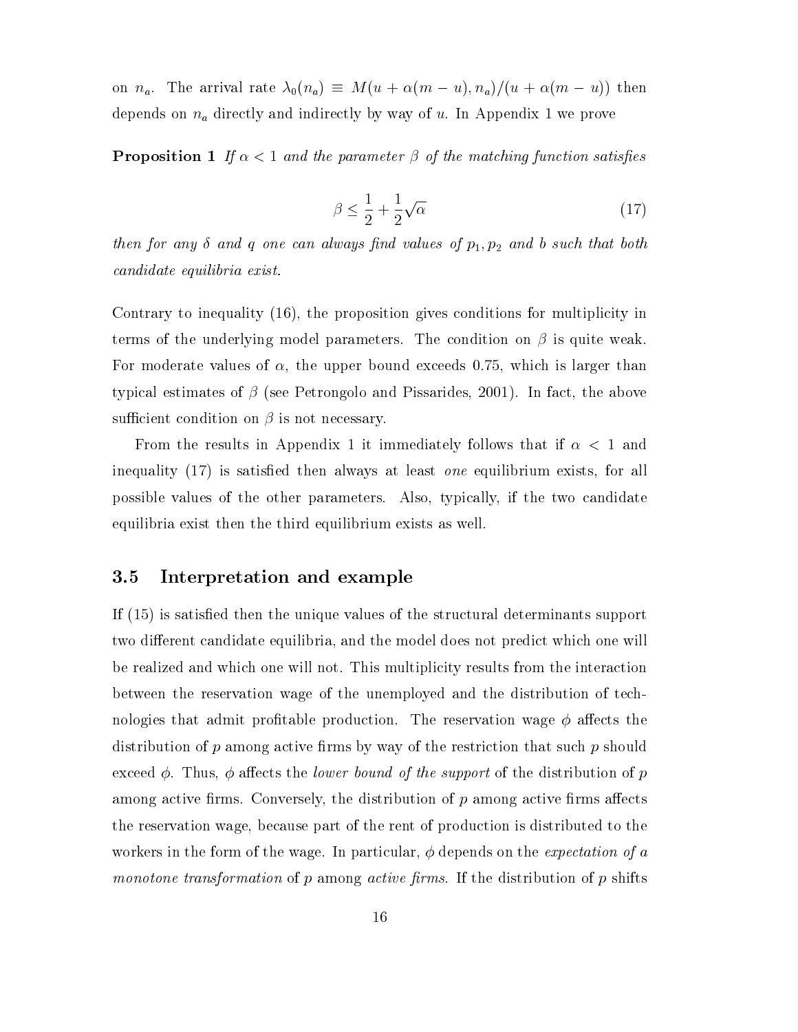on $n_a$. The arrival rate $\lambda_0(n_a) \equiv M(u + \alpha(m-u), n_a)/(u + \alpha(m-u))$ then depends on $n_a$ directly and indirectly by way of $u$. In Appendix 1 we prove

**Proposition 1** *If $\alpha < 1$ and the parameter $\beta$ of the matching function satisfies*

$$\beta \leq \frac{1}{2} + \frac{1}{2}\sqrt{\alpha} \tag{17}$$

*then for any $\delta$ and $q$ one can always find values of $p_1, p_2$ and $b$ such that both candidate equilibria exist.*

Contrary to inequality (16), the proposition gives conditions for multiplicity in terms of the underlying model parameters. The condition on $\beta$ is quite weak. For moderate values of $\alpha$, the upper bound exceeds 0.75, which is larger than typical estimates of $\beta$ (see Petrongolo and Pissarides, 2001). In fact, the above sufficient condition on $\beta$ is not necessary.

From the results in Appendix 1 it immediately follows that if $\alpha < 1$ and inequality (17) is satisfied then always at least *one* equilibrium exists, for all possible values of the other parameters. Also, typically, if the two candidate equilibria exist then the third equilibrium exists as well.

### 3.5 Interpretation and example

If (15) is satisfied then the unique values of the structural determinants support two different candidate equilibria, and the model does not predict which one will be realized and which one will not. This multiplicity results from the interaction between the reservation wage of the unemployed and the distribution of technologies that admit profitable production. The reservation wage $\phi$ affects the distribution of $p$ among active firms by way of the restriction that such $p$ should exceed $\phi$. Thus, $\phi$ affects the *lower bound of the support* of the distribution of $p$ among active firms. Conversely, the distribution of $p$ among active firms affects the reservation wage, because part of the rent of production is distributed to the workers in the form of the wage. In particular, $\phi$ depends on the *expectation of a monotone transformation* of $p$ among *active firms*. If the distribution of $p$ shifts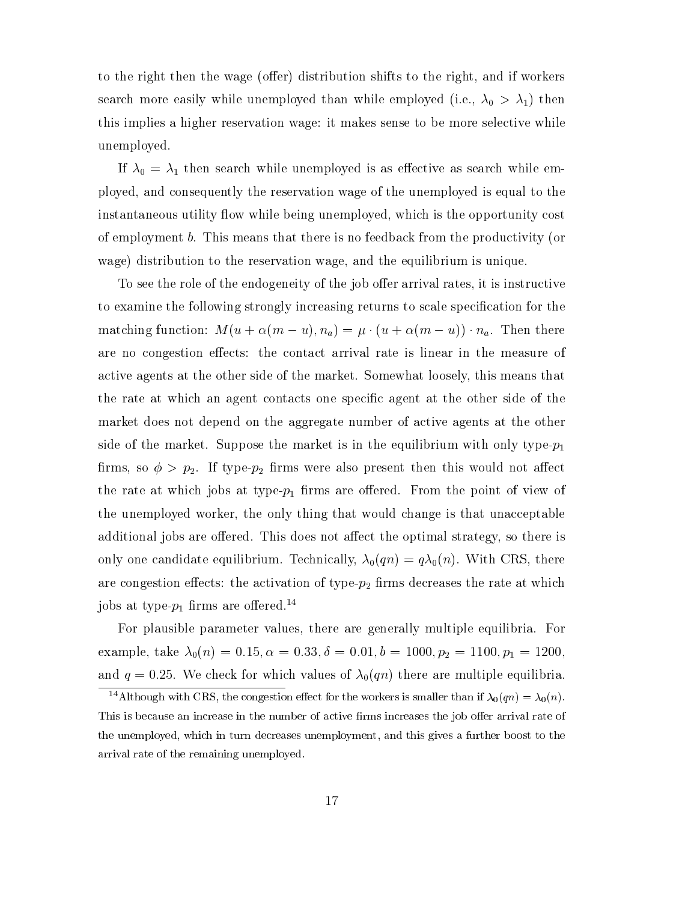to the right then the wage (offer) distribution shifts to the right, and if workers search more easily while unemployed than while employed (i.e., $\lambda_0 > \lambda_1$) then this implies a higher reservation wage: it makes sense to be more selective while unemployed.

If $\lambda_0 = \lambda_1$ then search while unemployed is as effective as search while employed, and consequently the reservation wage of the unemployed is equal to the instantaneous utility flow while being unemployed, which is the opportunity cost of employment $b$. This means that there is no feedback from the productivity (or wage) distribution to the reservation wage, and the equilibrium is unique.

To see the role of the endogeneity of the job offer arrival rates, it is instructive to examine the following strongly increasing returns to scale specification for the matching function: $M(u + \alpha(m-u), n_a) = \mu \cdot (u + \alpha(m-u)) \cdot n_a$. Then there are no congestion effects: the contact arrival rate is linear in the measure of active agents at the other side of the market. Somewhat loosely, this means that the rate at which an agent contacts one specific agent at the other side of the market does not depend on the aggregate number of active agents at the other side of the market. Suppose the market is in the equilibrium with only type-$p_1$ firms, so $\phi > p_2$. If type-$p_2$ firms were also present then this would not affect the rate at which jobs at type-$p_1$ firms are offered. From the point of view of the unemployed worker, the only thing that would change is that unacceptable additional jobs are offered. This does not affect the optimal strategy, so there is only one candidate equilibrium. Technically, $\lambda_0(qn) = q\lambda_0(n)$. With CRS, there are congestion effects: the activation of type-$p_2$ firms decreases the rate at which jobs at type-$p_1$ firms are offered.[14]

For plausible parameter values, there are generally multiple equilibria. For example, take $\lambda_0(n) = 0.15, \alpha = 0.33, \delta = 0.01, b = 1000, p_2 = 1100, p_1 = 1200$, and $q = 0.25$. We check for which values of $\lambda_0(qn)$ there are multiple equilibria.

[14] Although with CRS, the congestion effect for the workers is smaller than if $\lambda_0(qn) = \lambda_0(n)$. This is because an increase in the number of active firms increases the job offer arrival rate of the unemployed, which in turn decreases unemployment, and this gives a further boost to the arrival rate of the remaining unemployed.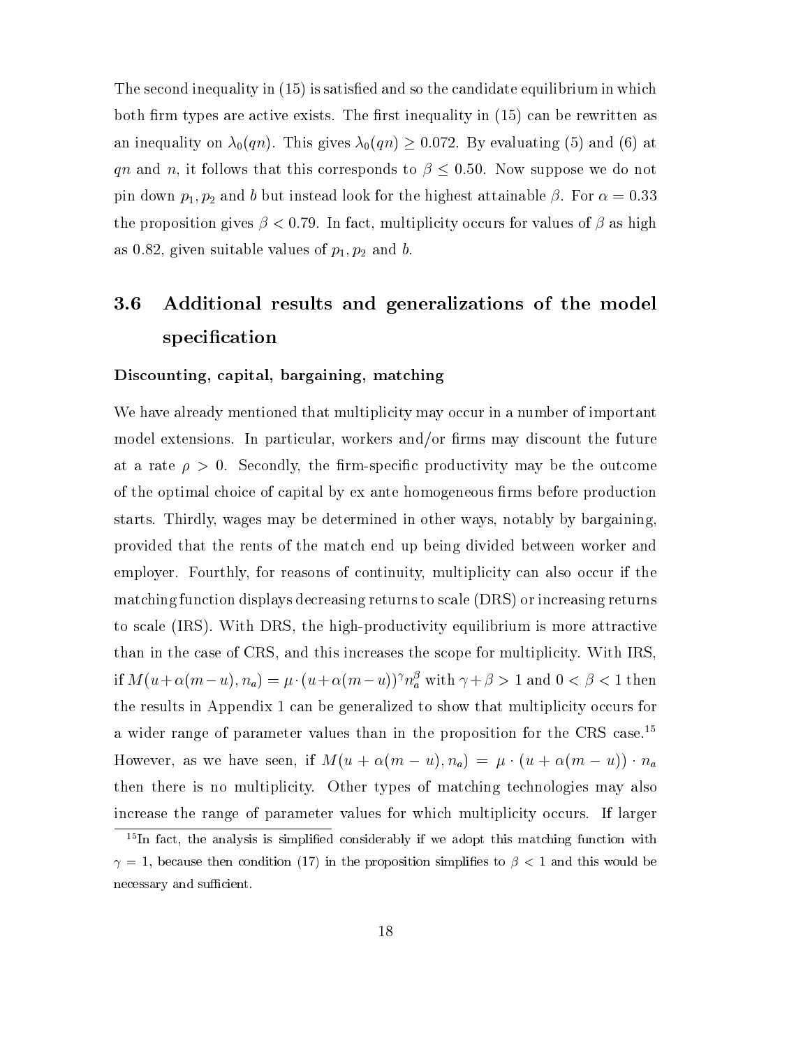The second inequality in (15) is satisfied and so the candidate equilibrium in which both firm types are active exists. The first inequality in (15) can be rewritten as an inequality on $\lambda_0(qn)$. This gives $\lambda_0(qn) \geq 0.072$. By evaluating (5) and (6) at $qn$ and $n$, it follows that this corresponds to $\beta \leq 0.50$. Now suppose we do not pin down $p_1, p_2$ and $b$ but instead look for the highest attainable $\beta$. For $\alpha = 0.33$ the proposition gives $\beta < 0.79$. In fact, multiplicity occurs for values of $\beta$ as high as 0.82, given suitable values of $p_1, p_2$ and $b$.

## 3.6 Additional results and generalizations of the model specification

**Discounting, capital, bargaining, matching**

We have already mentioned that multiplicity may occur in a number of important model extensions. In particular, workers and/or firms may discount the future at a rate $\rho > 0$. Secondly, the firm-specific productivity may be the outcome of the optimal choice of capital by ex ante homogeneous firms before production starts. Thirdly, wages may be determined in other ways, notably by bargaining, provided that the rents of the match end up being divided between worker and employer. Fourthly, for reasons of continuity, multiplicity can also occur if the matching function displays decreasing returns to scale (DRS) or increasing returns to scale (IRS). With DRS, the high-productivity equilibrium is more attractive than in the case of CRS, and this increases the scope for multiplicity. With IRS, if $M(u+\alpha(m-u), n_a) = \mu \cdot (u+\alpha(m-u))^{\gamma} n_a^{\beta}$ with $\gamma + \beta > 1$ and $0 < \beta < 1$ then the results in Appendix 1 can be generalized to show that multiplicity occurs for a wider range of parameter values than in the proposition for the CRS case.[15] However, as we have seen, if $M(u + \alpha(m - u), n_a) = \mu \cdot (u + \alpha(m - u)) \cdot n_a$ then there is no multiplicity. Other types of matching technologies may also increase the range of parameter values for which multiplicity occurs. If larger

[15] In fact, the analysis is simplified considerably if we adopt this matching function with $\gamma = 1$, because then condition (17) in the proposition simplifies to $\beta < 1$ and this would be necessary and sufficient.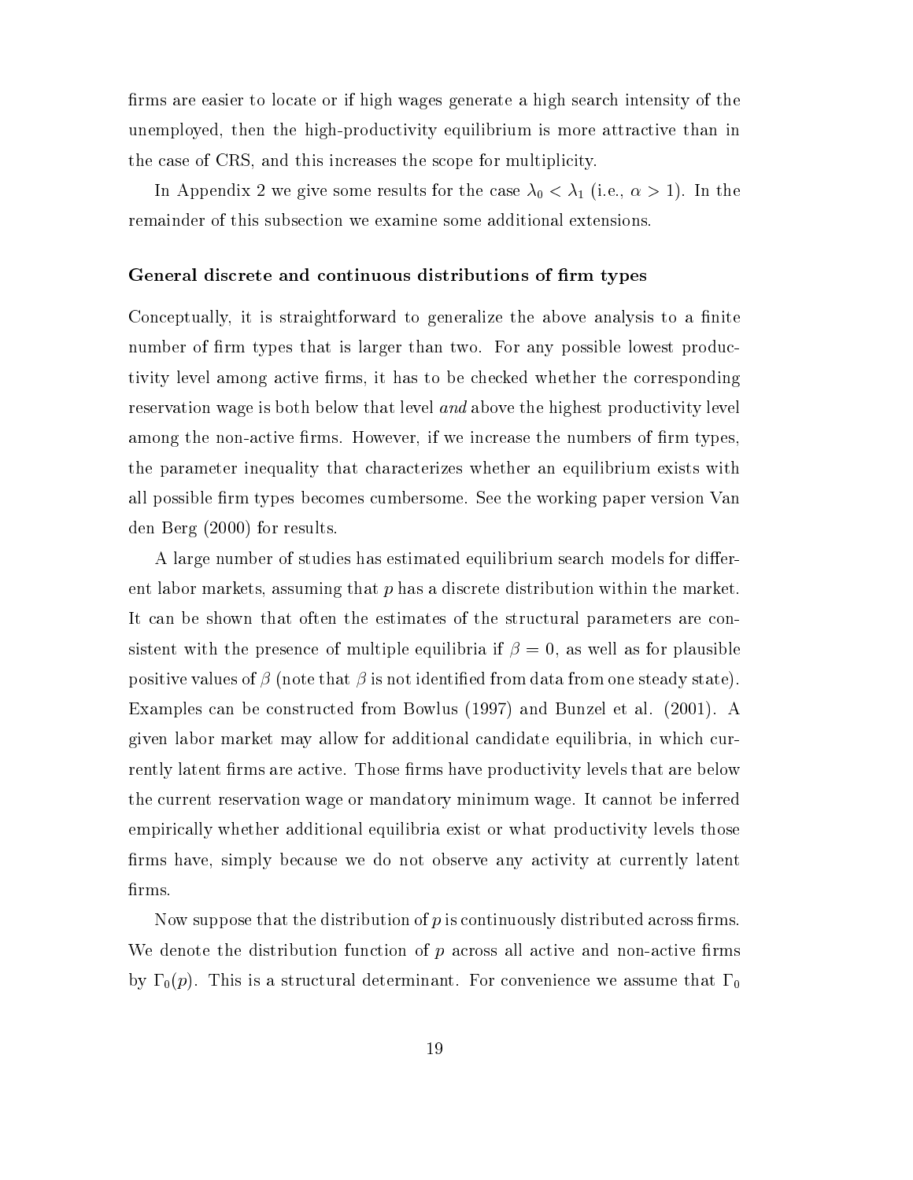firms are easier to locate or if high wages generate a high search intensity of the unemployed, then the high-productivity equilibrium is more attractive than in the case of CRS, and this increases the scope for multiplicity.

In Appendix 2 we give some results for the case $\lambda_0 < \lambda_1$ (i.e., $\alpha > 1$). In the remainder of this subsection we examine some additional extensions.

### General discrete and continuous distributions of firm types

Conceptually, it is straightforward to generalize the above analysis to a finite number of firm types that is larger than two. For any possible lowest productivity level among active firms, it has to be checked whether the corresponding reservation wage is both below that level *and* above the highest productivity level among the non-active firms. However, if we increase the numbers of firm types, the parameter inequality that characterizes whether an equilibrium exists with all possible firm types becomes cumbersome. See the working paper version Van den Berg (2000) for results.

A large number of studies has estimated equilibrium search models for different labor markets, assuming that $p$ has a discrete distribution within the market. It can be shown that often the estimates of the structural parameters are consistent with the presence of multiple equilibria if $\beta = 0$, as well as for plausible positive values of $\beta$ (note that $\beta$ is not identified from data from one steady state). Examples can be constructed from Bowlus (1997) and Bunzel et al. (2001). A given labor market may allow for additional candidate equilibria, in which currently latent firms are active. Those firms have productivity levels that are below the current reservation wage or mandatory minimum wage. It cannot be inferred empirically whether additional equilibria exist or what productivity levels those firms have, simply because we do not observe any activity at currently latent firms.

Now suppose that the distribution of $p$ is continuously distributed across firms. We denote the distribution function of $p$ across all active and non-active firms by $\Gamma_0(p)$. This is a structural determinant. For convenience we assume that $\Gamma_0$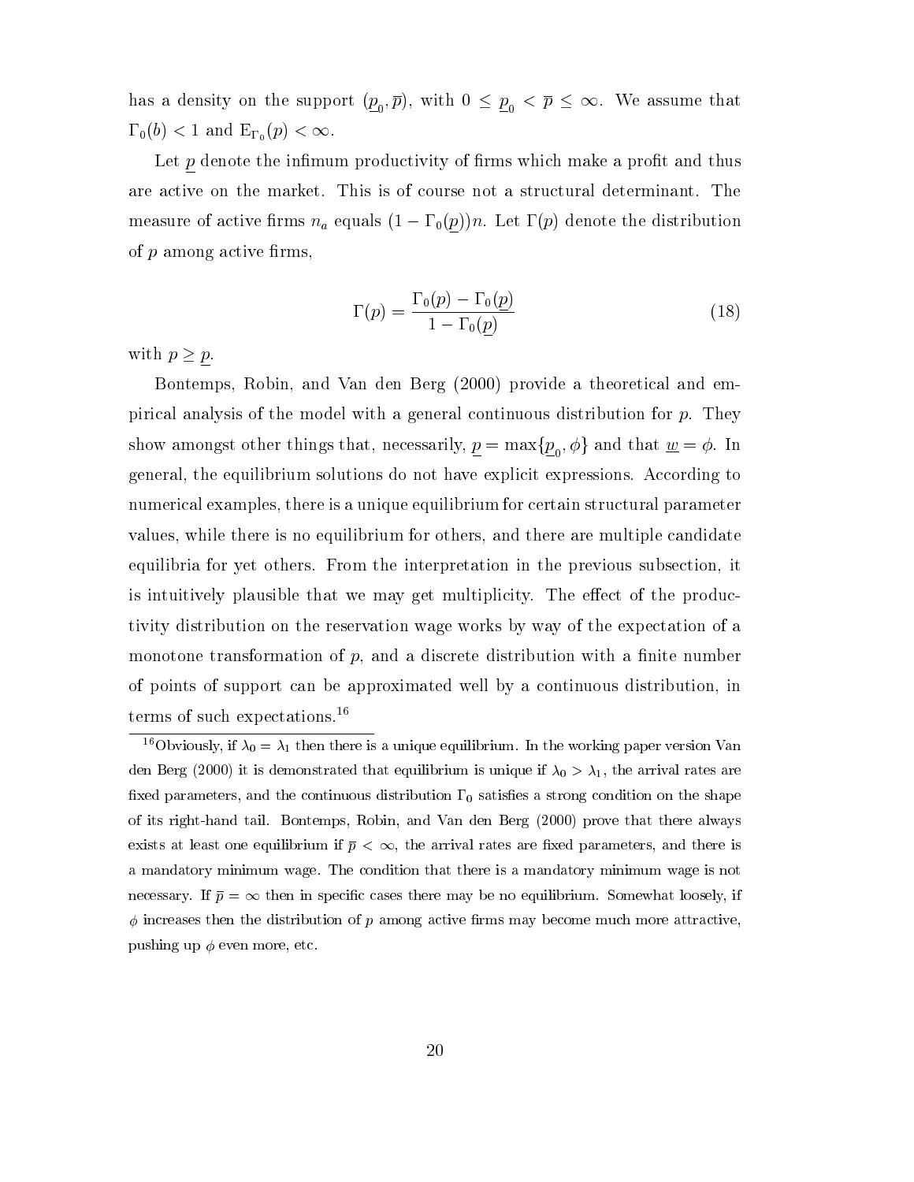has a density on the support $(\underline{p}_0, \overline{p})$, with $0 \leq \underline{p}_0 < \overline{p} \leq \infty$. We assume that $\Gamma_0(b) < 1$ and $\mathrm{E}_{\Gamma_0}(p) < \infty$.

Let $\underline{p}$ denote the infimum productivity of firms which make a profit and thus are active on the market. This is of course not a structural determinant. The measure of active firms $n_a$ equals $(1 - \Gamma_0(\underline{p}))n$. Let $\Gamma(p)$ denote the distribution of $p$ among active firms,

$$\Gamma(p) = \frac{\Gamma_0(p) - \Gamma_0(\underline{p})}{1 - \Gamma_0(\underline{p})} \tag{18}$$

with $p \geq \underline{p}$.

Bontemps, Robin, and Van den Berg (2000) provide a theoretical and empirical analysis of the model with a general continuous distribution for $p$. They show amongst other things that, necessarily, $\underline{p} = \max\{\underline{p}_0, \phi\}$ and that $\underline{w} = \phi$. In general, the equilibrium solutions do not have explicit expressions. According to numerical examples, there is a unique equilibrium for certain structural parameter values, while there is no equilibrium for others, and there are multiple candidate equilibria for yet others. From the interpretation in the previous subsection, it is intuitively plausible that we may get multiplicity. The effect of the productivity distribution on the reservation wage works by way of the expectation of a monotone transformation of $p$, and a discrete distribution with a finite number of points of support can be approximated well by a continuous distribution, in terms of such expectations.[16]

[16] Obviously, if $\lambda_0 = \lambda_1$ then there is a unique equilibrium. In the working paper version Van den Berg (2000) it is demonstrated that equilibrium is unique if $\lambda_0 > \lambda_1$, the arrival rates are fixed parameters, and the continuous distribution $\Gamma_0$ satisfies a strong condition on the shape of its right-hand tail. Bontemps, Robin, and Van den Berg (2000) prove that there always exists at least one equilibrium if $\overline{p} < \infty$, the arrival rates are fixed parameters, and there is a mandatory minimum wage. The condition that there is a mandatory minimum wage is not necessary. If $\overline{p} = \infty$ then in specific cases there may be no equilibrium. Somewhat loosely, if $\phi$ increases then the distribution of $p$ among active firms may become much more attractive, pushing up $\phi$ even more, etc.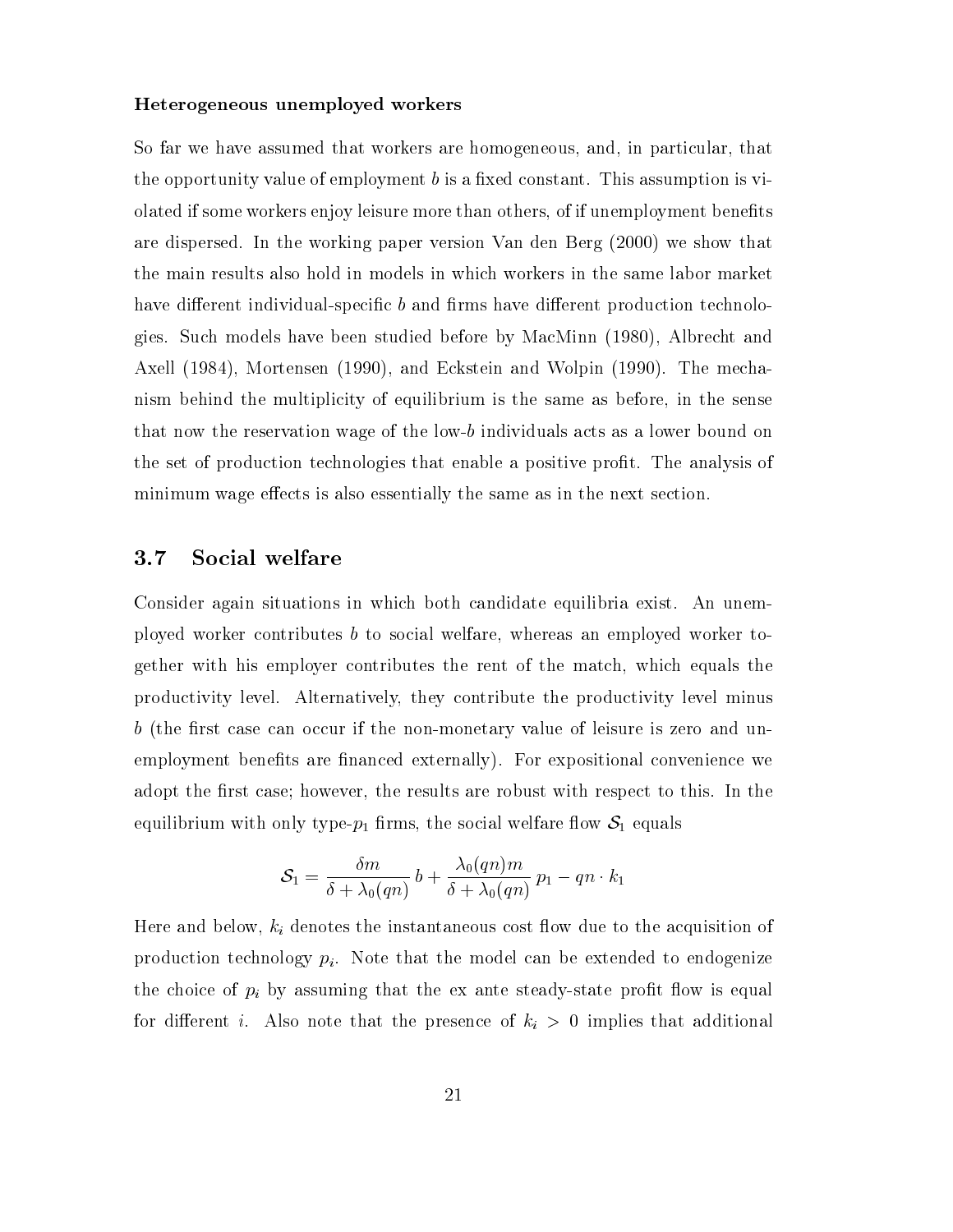**Heterogeneous unemployed workers**

So far we have assumed that workers are homogeneous, and, in particular, that the opportunity value of employment $b$ is a fixed constant. This assumption is violated if some workers enjoy leisure more than others, of if unemployment benefits are dispersed. In the working paper version Van den Berg (2000) we show that the main results also hold in models in which workers in the same labor market have different individual-specific $b$ and firms have different production technologies. Such models have been studied before by MacMinn (1980), Albrecht and Axell (1984), Mortensen (1990), and Eckstein and Wolpin (1990). The mechanism behind the multiplicity of equilibrium is the same as before, in the sense that now the reservation wage of the low-$b$ individuals acts as a lower bound on the set of production technologies that enable a positive profit. The analysis of minimum wage effects is also essentially the same as in the next section.

## 3.7 Social welfare

Consider again situations in which both candidate equilibria exist. An unemployed worker contributes $b$ to social welfare, whereas an employed worker together with his employer contributes the rent of the match, which equals the productivity level. Alternatively, they contribute the productivity level minus $b$ (the first case can occur if the non-monetary value of leisure is zero and unemployment benefits are financed externally). For expositional convenience we adopt the first case; however, the results are robust with respect to this. In the equilibrium with only type-$p_1$ firms, the social welfare flow $\mathcal{S}_1$ equals

$$\mathcal{S}_1 = \frac{\delta m}{\delta + \lambda_0(qn)}\, b + \frac{\lambda_0(qn)m}{\delta + \lambda_0(qn)}\, p_1 - qn \cdot k_1$$

Here and below, $k_i$ denotes the instantaneous cost flow due to the acquisition of production technology $p_i$. Note that the model can be extended to endogenize the choice of $p_i$ by assuming that the ex ante steady-state profit flow is equal for different $i$. Also note that the presence of $k_i > 0$ implies that additional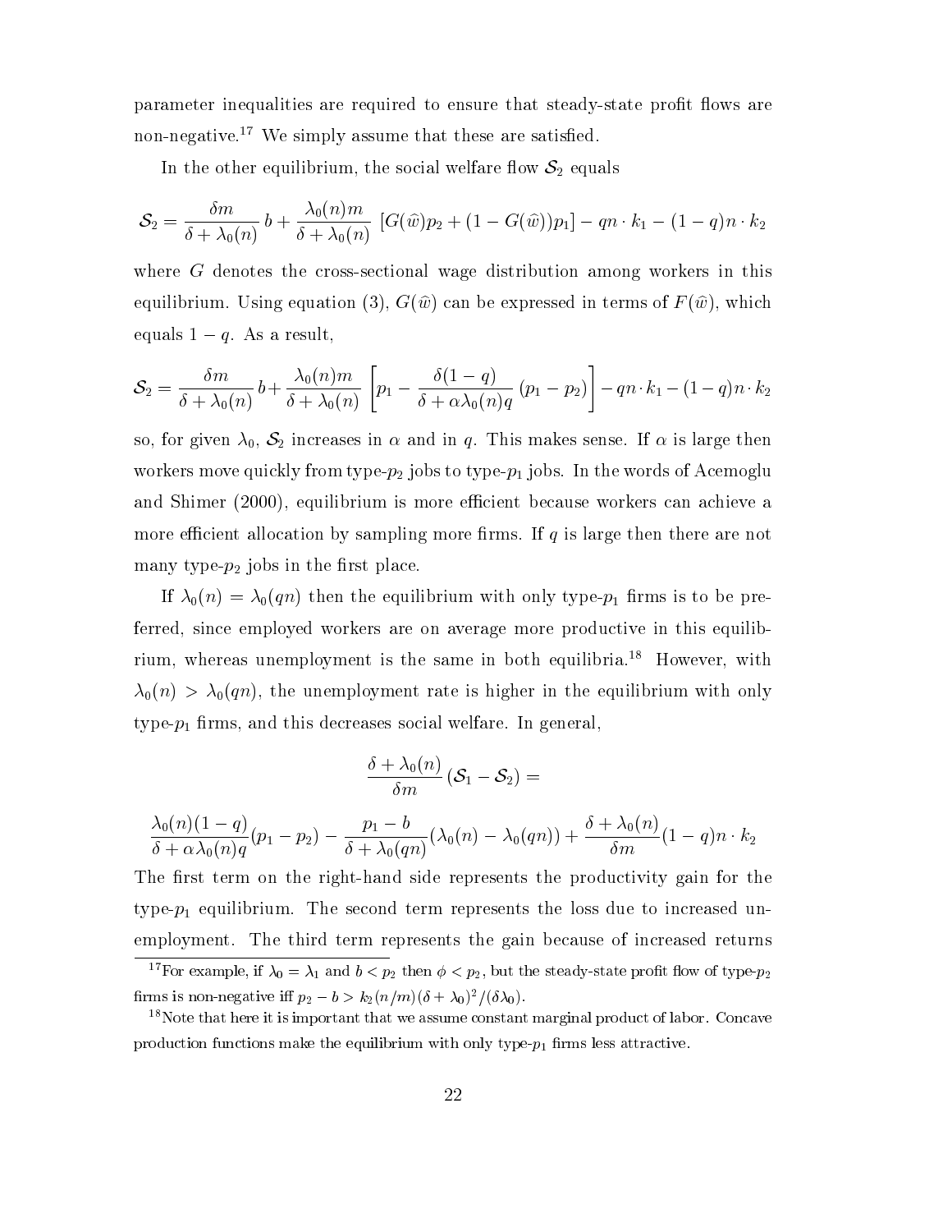parameter inequalities are required to ensure that steady-state profit flows are non-negative.[17] We simply assume that these are satisfied.

In the other equilibrium, the social welfare flow $\mathcal{S}_2$ equals

$$\mathcal{S}_2 = \frac{\delta m}{\delta + \lambda_0(n)}\, b + \frac{\lambda_0(n) m}{\delta + \lambda_0(n)}\, \left[G(\widehat{w}) p_2 + (1 - G(\widehat{w})) p_1\right] - qn \cdot k_1 - (1-q) n \cdot k_2$$

where $G$ denotes the cross-sectional wage distribution among workers in this equilibrium. Using equation (3), $G(\widehat{w})$ can be expressed in terms of $F(\widehat{w})$, which equals $1-q$. As a result,

$$\mathcal{S}_2 = \frac{\delta m}{\delta + \lambda_0(n)}\, b + \frac{\lambda_0(n) m}{\delta + \lambda_0(n)}\, \left[p_1 - \frac{\delta(1-q)}{\delta + \alpha\lambda_0(n) q}\,(p_1 - p_2)\right] - qn \cdot k_1 - (1-q) n \cdot k_2$$

so, for given $\lambda_0$, $\mathcal{S}_2$ increases in $\alpha$ and in $q$. This makes sense. If $\alpha$ is large then workers move quickly from type-$p_2$ jobs to type-$p_1$ jobs. In the words of Acemoglu and Shimer (2000), equilibrium is more efficient because workers can achieve a more efficient allocation by sampling more firms. If $q$ is large then there are not many type-$p_2$ jobs in the first place.

If $\lambda_0(n) = \lambda_0(qn)$ then the equilibrium with only type-$p_1$ firms is to be preferred, since employed workers are on average more productive in this equilibrium, whereas unemployment is the same in both equilibria.[18] However, with $\lambda_0(n) > \lambda_0(qn)$, the unemployment rate is higher in the equilibrium with only type-$p_1$ firms, and this decreases social welfare. In general,

$$\frac{\delta + \lambda_0(n)}{\delta m}\,(\mathcal{S}_1 - \mathcal{S}_2) =$$

$$\frac{\lambda_0(n)(1-q)}{\delta + \alpha\lambda_0(n) q}(p_1 - p_2) - \frac{p_1 - b}{\delta + \lambda_0(qn)}(\lambda_0(n) - \lambda_0(qn)) + \frac{\delta + \lambda_0(n)}{\delta m}(1-q) n \cdot k_2$$

The first term on the right-hand side represents the productivity gain for the type-$p_1$ equilibrium. The second term represents the loss due to increased unemployment. The third term represents the gain because of increased returns

[17] For example, if $\lambda_0 = \lambda_1$ and $b < p_2$ then $\phi < p_2$, but the steady-state profit flow of type-$p_2$ firms is non-negative iff $p_2 - b > k_2(n/m)(\delta + \lambda_0)^2/(\delta\lambda_0)$.

[18] Note that here it is important that we assume constant marginal product of labor. Concave production functions make the equilibrium with only type-$p_1$ firms less attractive.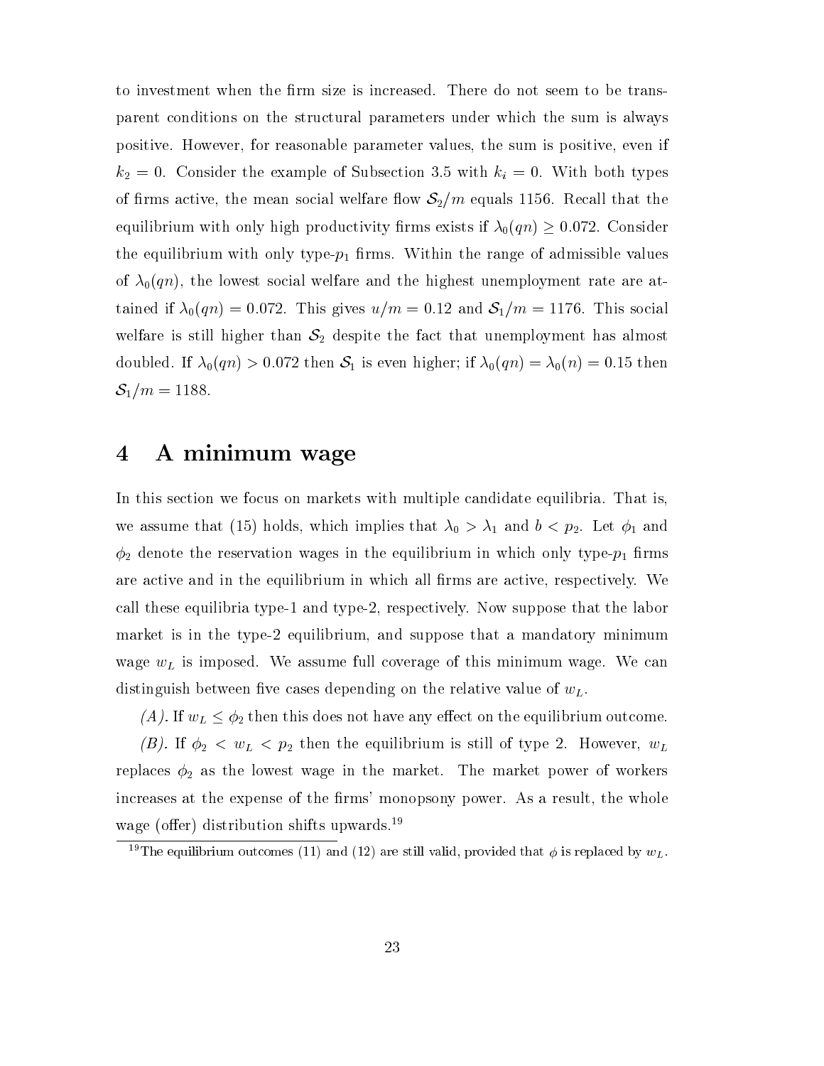to investment when the firm size is increased. There do not seem to be transparent conditions on the structural parameters under which the sum is always positive. However, for reasonable parameter values, the sum is positive, even if $k_2 = 0$. Consider the example of Subsection 3.5 with $k_i = 0$. With both types of firms active, the mean social welfare flow $\mathcal{S}_2/m$ equals 1156. Recall that the equilibrium with only high productivity firms exists if $\lambda_0(qn) \geq 0.072$. Consider the equilibrium with only type-$p_1$ firms. Within the range of admissible values of $\lambda_0(qn)$, the lowest social welfare and the highest unemployment rate are attained if $\lambda_0(qn) = 0.072$. This gives $u/m = 0.12$ and $\mathcal{S}_1/m = 1176$. This social welfare is still higher than $\mathcal{S}_2$ despite the fact that unemployment has almost doubled. If $\lambda_0(qn) > 0.072$ then $\mathcal{S}_1$ is even higher; if $\lambda_0(qn) = \lambda_0(n) = 0.15$ then $\mathcal{S}_1/m = 1188$.

# 4 A minimum wage

In this section we focus on markets with multiple candidate equilibria. That is, we assume that (15) holds, which implies that $\lambda_0 > \lambda_1$ and $b < p_2$. Let $\phi_1$ and $\phi_2$ denote the reservation wages in the equilibrium in which only type-$p_1$ firms are active and in the equilibrium in which all firms are active, respectively. We call these equilibria type-1 and type-2, respectively. Now suppose that the labor market is in the type-2 equilibrium, and suppose that a mandatory minimum wage $w_L$ is imposed. We assume full coverage of this minimum wage. We can distinguish between five cases depending on the relative value of $w_L$.

*(A).* If $w_L \leq \phi_2$ then this does not have any effect on the equilibrium outcome.

*(B).* If $\phi_2 < w_L < p_2$ then the equilibrium is still of type 2. However, $w_L$ replaces $\phi_2$ as the lowest wage in the market. The market power of workers increases at the expense of the firms' monopsony power. As a result, the whole wage (offer) distribution shifts upwards.[19]

[19] The equilibrium outcomes (11) and (12) are still valid, provided that $\phi$ is replaced by $w_L$.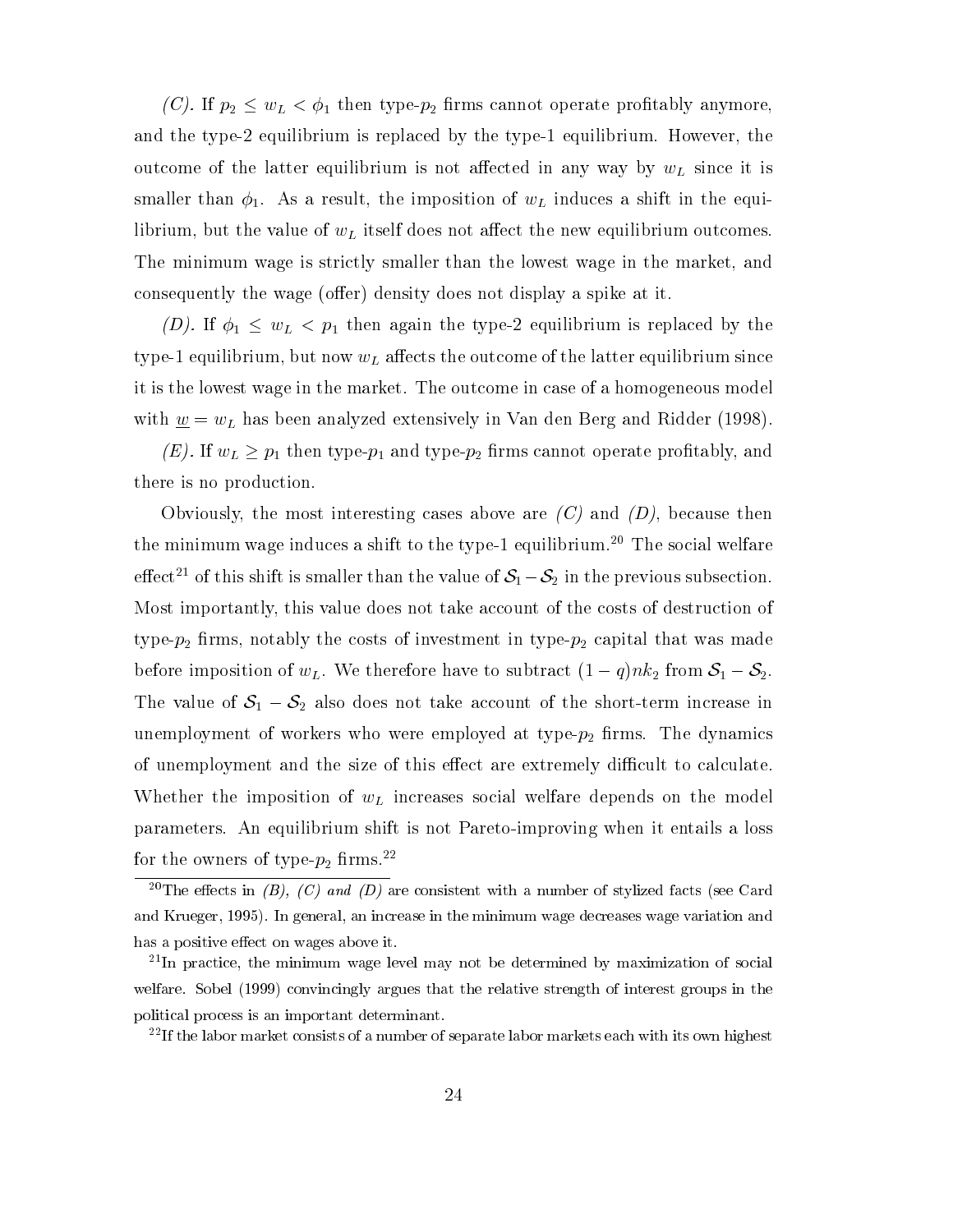*(C).* If $p_2 \leq w_L < \phi_1$ then type-$p_2$ firms cannot operate profitably anymore, and the type-2 equilibrium is replaced by the type-1 equilibrium. However, the outcome of the latter equilibrium is not affected in any way by $w_L$ since it is smaller than $\phi_1$. As a result, the imposition of $w_L$ induces a shift in the equilibrium, but the value of $w_L$ itself does not affect the new equilibrium outcomes. The minimum wage is strictly smaller than the lowest wage in the market, and consequently the wage (offer) density does not display a spike at it.

*(D).* If $\phi_1 \leq w_L < p_1$ then again the type-2 equilibrium is replaced by the type-1 equilibrium, but now $w_L$ affects the outcome of the latter equilibrium since it is the lowest wage in the market. The outcome in case of a homogeneous model with $\underline{w} = w_L$ has been analyzed extensively in Van den Berg and Ridder (1998).

*(E).* If $w_L \geq p_1$ then type-$p_1$ and type-$p_2$ firms cannot operate profitably, and there is no production.

Obviously, the most interesting cases above are *(C)* and *(D)*, because then the minimum wage induces a shift to the type-1 equilibrium.[20] The social welfare effect[21] of this shift is smaller than the value of $\mathcal{S}_1 - \mathcal{S}_2$ in the previous subsection. Most importantly, this value does not take account of the costs of destruction of type-$p_2$ firms, notably the costs of investment in type-$p_2$ capital that was made before imposition of $w_L$. We therefore have to subtract $(1-q)nk_2$ from $\mathcal{S}_1 - \mathcal{S}_2$. The value of $\mathcal{S}_1 - \mathcal{S}_2$ also does not take account of the short-term increase in unemployment of workers who were employed at type-$p_2$ firms. The dynamics of unemployment and the size of this effect are extremely difficult to calculate. Whether the imposition of $w_L$ increases social welfare depends on the model parameters. An equilibrium shift is not Pareto-improving when it entails a loss for the owners of type-$p_2$ firms.[22]

[20] The effects in *(B), (C) and (D)* are consistent with a number of stylized facts (see Card and Krueger, 1995). In general, an increase in the minimum wage decreases wage variation and has a positive effect on wages above it.

[21] In practice, the minimum wage level may not be determined by maximization of social welfare. Sobel (1999) convincingly argues that the relative strength of interest groups in the political process is an important determinant.

[22] If the labor market consists of a number of separate labor markets each with its own highest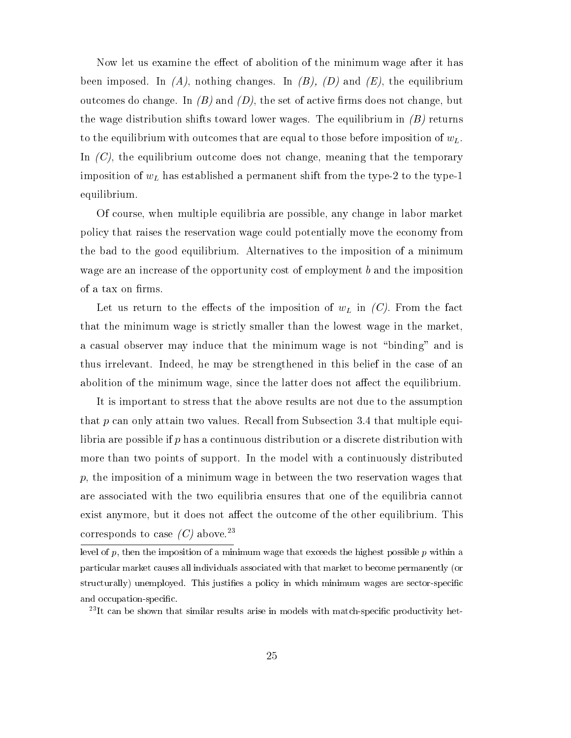Now let us examine the effect of abolition of the minimum wage after it has been imposed. In *(A)*, nothing changes. In *(B)*, *(D)* and *(E)*, the equilibrium outcomes do change. In *(B)* and *(D)*, the set of active firms does not change, but the wage distribution shifts toward lower wages. The equilibrium in *(B)* returns to the equilibrium with outcomes that are equal to those before imposition of $w_L$. In *(C)*, the equilibrium outcome does not change, meaning that the temporary imposition of $w_L$ has established a permanent shift from the type-2 to the type-1 equilibrium.

Of course, when multiple equilibria are possible, any change in labor market policy that raises the reservation wage could potentially move the economy from the bad to the good equilibrium. Alternatives to the imposition of a minimum wage are an increase of the opportunity cost of employment $b$ and the imposition of a tax on firms.

Let us return to the effects of the imposition of $w_L$ in *(C)*. From the fact that the minimum wage is strictly smaller than the lowest wage in the market, a casual observer may induce that the minimum wage is not "binding" and is thus irrelevant. Indeed, he may be strengthened in this belief in the case of an abolition of the minimum wage, since the latter does not affect the equilibrium.

It is important to stress that the above results are not due to the assumption that $p$ can only attain two values. Recall from Subsection 3.4 that multiple equilibria are possible if $p$ has a continuous distribution or a discrete distribution with more than two points of support. In the model with a continuously distributed $p$, the imposition of a minimum wage in between the two reservation wages that are associated with the two equilibria ensures that one of the equilibria cannot exist anymore, but it does not affect the outcome of the other equilibrium. This corresponds to case *(C)* above.[23]

---

level of $p$, then the imposition of a minimum wage that exceeds the highest possible $p$ within a particular market causes all individuals associated with that market to become permanently (or structurally) unemployed. This justifies a policy in which minimum wages are sector-specific and occupation-specific.

[23] It can be shown that similar results arise in models with match-specific productivity het-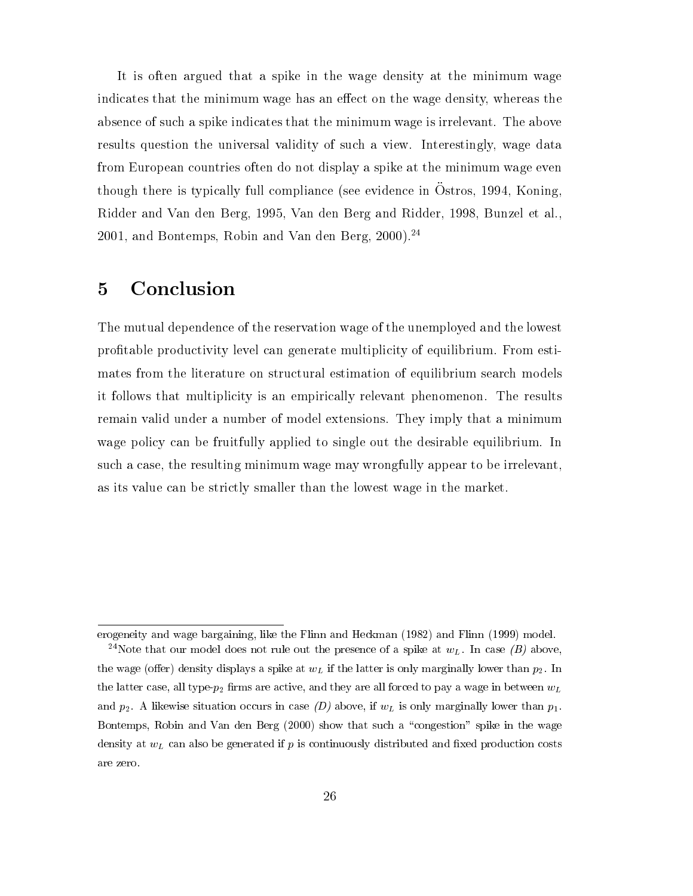It is often argued that a spike in the wage density at the minimum wage indicates that the minimum wage has an effect on the wage density, whereas the absence of such a spike indicates that the minimum wage is irrelevant. The above results question the universal validity of such a view. Interestingly, wage data from European countries often do not display a spike at the minimum wage even though there is typically full compliance (see evidence in Östros, 1994, Koning, Ridder and Van den Berg, 1995, Van den Berg and Ridder, 1998, Bunzel et al., 2001, and Bontemps, Robin and Van den Berg, 2000).[24]

# 5 Conclusion

The mutual dependence of the reservation wage of the unemployed and the lowest profitable productivity level can generate multiplicity of equilibrium. From estimates from the literature on structural estimation of equilibrium search models it follows that multiplicity is an empirically relevant phenomenon. The results remain valid under a number of model extensions. They imply that a minimum wage policy can be fruitfully applied to single out the desirable equilibrium. In such a case, the resulting minimum wage may wrongfully appear to be irrelevant, as its value can be strictly smaller than the lowest wage in the market.

---

erogeneity and wage bargaining, like the Flinn and Heckman (1982) and Flinn (1999) model.

[24]Note that our model does not rule out the presence of a spike at $w_L$. In case *(B)* above, the wage (offer) density displays a spike at $w_L$ if the latter is only marginally lower than $p_2$. In the latter case, all type-$p_2$ firms are active, and they are all forced to pay a wage in between $w_L$ and $p_2$. A likewise situation occurs in case *(D)* above, if $w_L$ is only marginally lower than $p_1$. Bontemps, Robin and Van den Berg (2000) show that such a "congestion" spike in the wage density at $w_L$ can also be generated if $p$ is continuously distributed and fixed production costs are zero.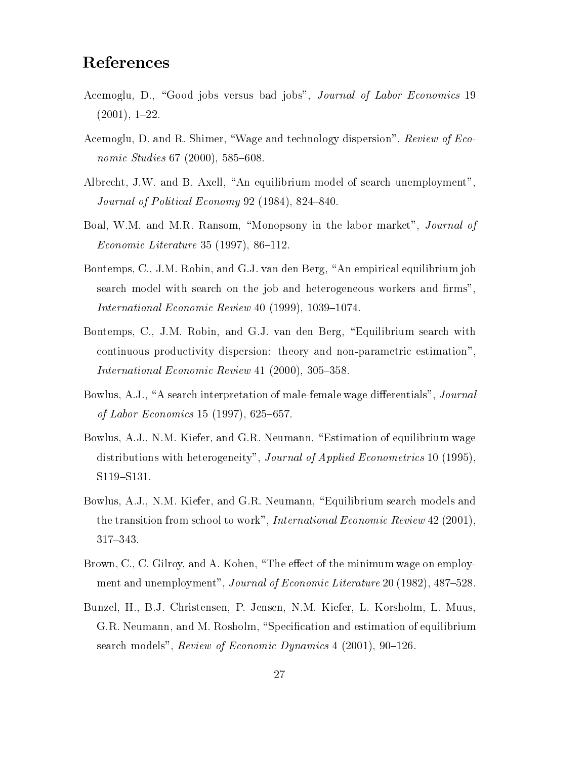## References

Acemoglu, D., "Good jobs versus bad jobs", *Journal of Labor Economics* 19 (2001), 1–22.

Acemoglu, D. and R. Shimer, "Wage and technology dispersion", *Review of Economic Studies* 67 (2000), 585–608.

Albrecht, J.W. and B. Axell, "An equilibrium model of search unemployment", *Journal of Political Economy* 92 (1984), 824–840.

Boal, W.M. and M.R. Ransom, "Monopsony in the labor market", *Journal of Economic Literature* 35 (1997), 86–112.

Bontemps, C., J.M. Robin, and G.J. van den Berg, "An empirical equilibrium job search model with search on the job and heterogeneous workers and firms", *International Economic Review* 40 (1999), 1039–1074.

Bontemps, C., J.M. Robin, and G.J. van den Berg, "Equilibrium search with continuous productivity dispersion: theory and non-parametric estimation", *International Economic Review* 41 (2000), 305–358.

Bowlus, A.J., "A search interpretation of male-female wage differentials", *Journal of Labor Economics* 15 (1997), 625–657.

Bowlus, A.J., N.M. Kiefer, and G.R. Neumann, "Estimation of equilibrium wage distributions with heterogeneity", *Journal of Applied Econometrics* 10 (1995), S119–S131.

Bowlus, A.J., N.M. Kiefer, and G.R. Neumann, "Equilibrium search models and the transition from school to work", *International Economic Review* 42 (2001), 317–343.

Brown, C., C. Gilroy, and A. Kohen, "The effect of the minimum wage on employment and unemployment", *Journal of Economic Literature* 20 (1982), 487–528.

Bunzel, H., B.J. Christensen, P. Jensen, N.M. Kiefer, L. Korsholm, L. Muus, G.R. Neumann, and M. Rosholm, "Specification and estimation of equilibrium search models", *Review of Economic Dynamics* 4 (2001), 90–126.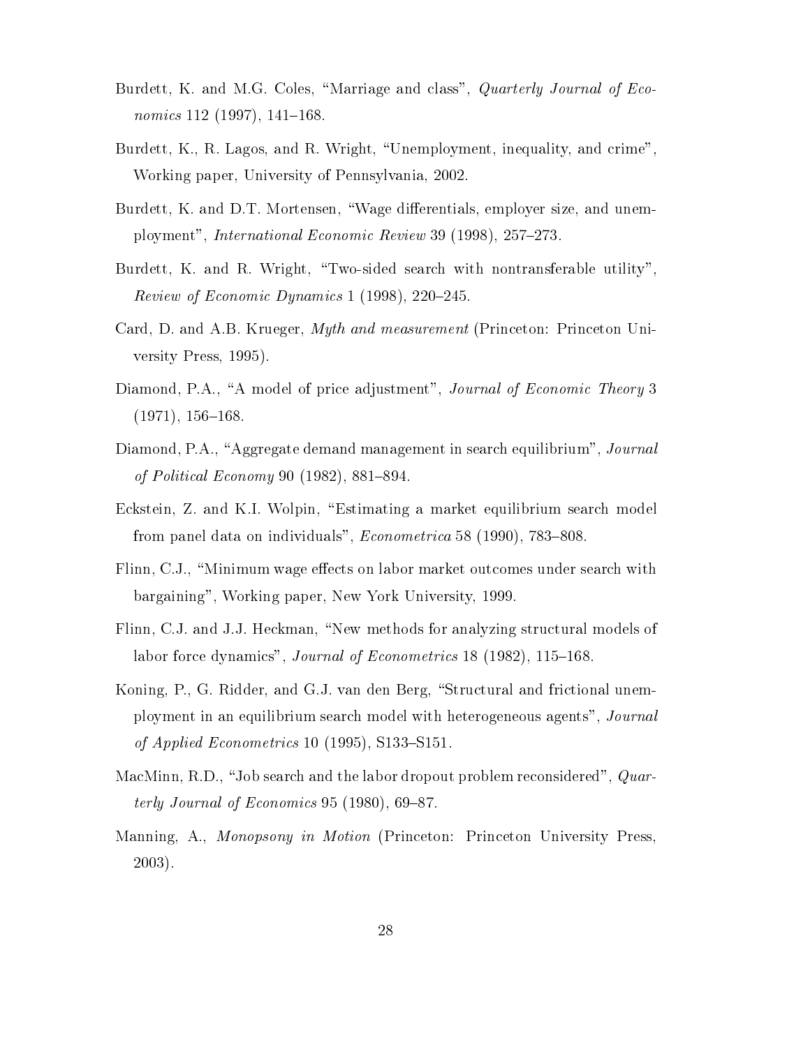Burdett, K. and M.G. Coles, "Marriage and class", *Quarterly Journal of Economics* 112 (1997), 141–168.

Burdett, K., R. Lagos, and R. Wright, "Unemployment, inequality, and crime", Working paper, University of Pennsylvania, 2002.

Burdett, K. and D.T. Mortensen, "Wage differentials, employer size, and unemployment", *International Economic Review* 39 (1998), 257–273.

Burdett, K. and R. Wright, "Two-sided search with nontransferable utility", *Review of Economic Dynamics* 1 (1998), 220–245.

Card, D. and A.B. Krueger, *Myth and measurement* (Princeton: Princeton University Press, 1995).

Diamond, P.A., "A model of price adjustment", *Journal of Economic Theory* 3 (1971), 156–168.

Diamond, P.A., "Aggregate demand management in search equilibrium", *Journal of Political Economy* 90 (1982), 881–894.

Eckstein, Z. and K.I. Wolpin, "Estimating a market equilibrium search model from panel data on individuals", *Econometrica* 58 (1990), 783–808.

Flinn, C.J., "Minimum wage effects on labor market outcomes under search with bargaining", Working paper, New York University, 1999.

Flinn, C.J. and J.J. Heckman, "New methods for analyzing structural models of labor force dynamics", *Journal of Econometrics* 18 (1982), 115–168.

Koning, P., G. Ridder, and G.J. van den Berg, "Structural and frictional unemployment in an equilibrium search model with heterogeneous agents", *Journal of Applied Econometrics* 10 (1995), S133–S151.

MacMinn, R.D., "Job search and the labor dropout problem reconsidered", *Quarterly Journal of Economics* 95 (1980), 69–87.

Manning, A., *Monopsony in Motion* (Princeton: Princeton University Press, 2003).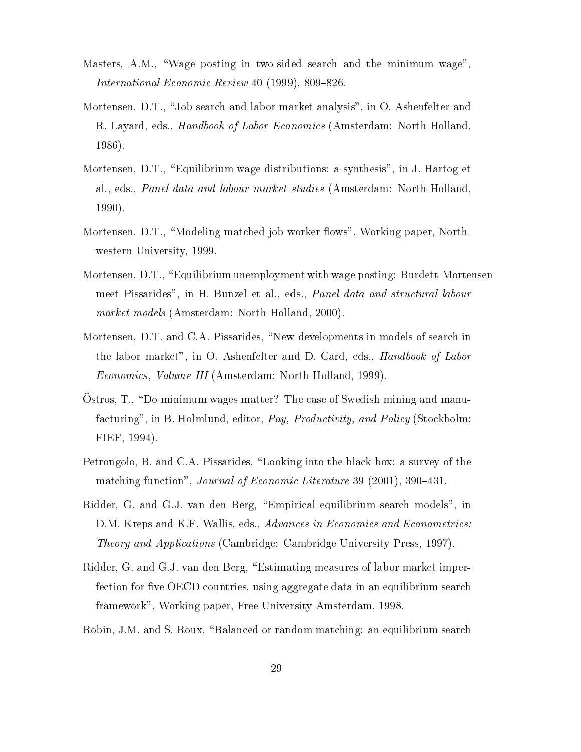Masters, A.M., "Wage posting in two-sided search and the minimum wage", *International Economic Review* 40 (1999), 809–826.

Mortensen, D.T., "Job search and labor market analysis", in O. Ashenfelter and R. Layard, eds., *Handbook of Labor Economics* (Amsterdam: North-Holland, 1986).

Mortensen, D.T., "Equilibrium wage distributions: a synthesis", in J. Hartog et al., eds., *Panel data and labour market studies* (Amsterdam: North-Holland, 1990).

Mortensen, D.T., "Modeling matched job-worker flows", Working paper, Northwestern University, 1999.

Mortensen, D.T., "Equilibrium unemployment with wage posting: Burdett-Mortensen meet Pissarides", in H. Bunzel et al., eds., *Panel data and structural labour market models* (Amsterdam: North-Holland, 2000).

Mortensen, D.T. and C.A. Pissarides, "New developments in models of search in the labor market", in O. Ashenfelter and D. Card, eds., *Handbook of Labor Economics, Volume III* (Amsterdam: North-Holland, 1999).

Östros, T., "Do minimum wages matter? The case of Swedish mining and manufacturing", in B. Holmlund, editor, *Pay, Productivity, and Policy* (Stockholm: FIEF, 1994).

Petrongolo, B. and C.A. Pissarides, "Looking into the black box: a survey of the matching function", *Journal of Economic Literature* 39 (2001), 390–431.

Ridder, G. and G.J. van den Berg, "Empirical equilibrium search models", in D.M. Kreps and K.F. Wallis, eds., *Advances in Economics and Econometrics: Theory and Applications* (Cambridge: Cambridge University Press, 1997).

Ridder, G. and G.J. van den Berg, "Estimating measures of labor market imperfection for five OECD countries, using aggregate data in an equilibrium search framework", Working paper, Free University Amsterdam, 1998.

Robin, J.M. and S. Roux, "Balanced or random matching: an equilibrium search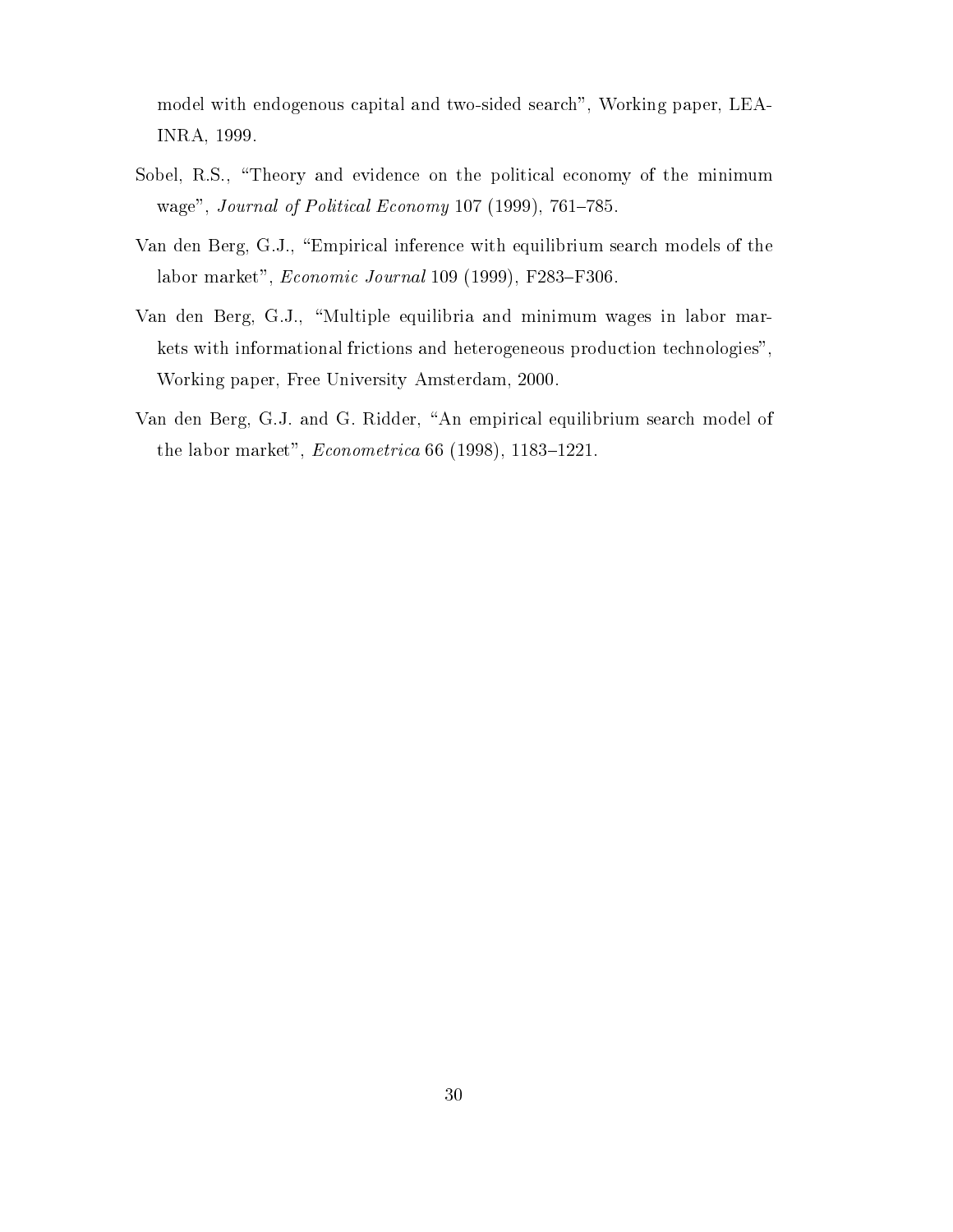model with endogenous capital and two-sided search", Working paper, LEA-INRA, 1999.

Sobel, R.S., "Theory and evidence on the political economy of the minimum wage", *Journal of Political Economy* 107 (1999), 761–785.

Van den Berg, G.J., "Empirical inference with equilibrium search models of the labor market", *Economic Journal* 109 (1999), F283–F306.

Van den Berg, G.J., "Multiple equilibria and minimum wages in labor markets with informational frictions and heterogeneous production technologies", Working paper, Free University Amsterdam, 2000.

Van den Berg, G.J. and G. Ridder, "An empirical equilibrium search model of the labor market", *Econometrica* 66 (1998), 1183–1221.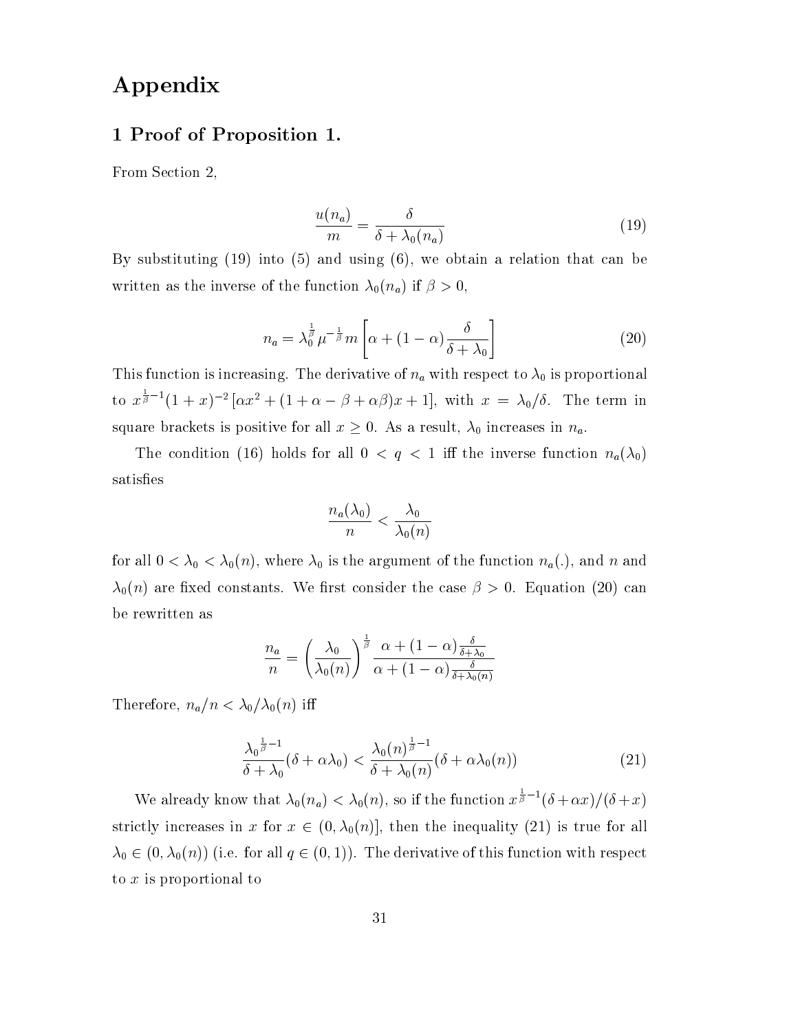# Appendix

## 1 Proof of Proposition 1.

From Section 2,

$$\frac{u(n_a)}{m} = \frac{\delta}{\delta + \lambda_0(n_a)} \tag{19}$$

By substituting (19) into (5) and using (6), we obtain a relation that can be written as the inverse of the function $\lambda_0(n_a)$ if $\beta > 0$,

$$n_a = \lambda_0^{\frac{1}{\beta}} \mu^{-\frac{1}{\beta}} m \left[ \alpha + (1-\alpha)\frac{\delta}{\delta + \lambda_0} \right] \tag{20}$$

This function is increasing. The derivative of $n_a$ with respect to $\lambda_0$ is proportional to $x^{\frac{1}{\beta}-1}(1+x)^{-2}\left[\alpha x^2 + (1+\alpha-\beta+\alpha\beta)x + 1\right]$, with $x = \lambda_0/\delta$. The term in square brackets is positive for all $x \geq 0$. As a result, $\lambda_0$ increases in $n_a$.

The condition (16) holds for all $0 < q < 1$ iff the inverse function $n_a(\lambda_0)$ satisfies

$$\frac{n_a(\lambda_0)}{n} < \frac{\lambda_0}{\lambda_0(n)}$$

for all $0 < \lambda_0 < \lambda_0(n)$, where $\lambda_0$ is the argument of the function $n_a(.)$, and $n$ and $\lambda_0(n)$ are fixed constants. We first consider the case $\beta > 0$. Equation (20) can be rewritten as

$$\frac{n_a}{n} = \left(\frac{\lambda_0}{\lambda_0(n)}\right)^{\frac{1}{\beta}} \frac{\alpha + (1-\alpha)\frac{\delta}{\delta+\lambda_0}}{\alpha + (1-\alpha)\frac{\delta}{\delta+\lambda_0(n)}}$$

Therefore, $n_a/n < \lambda_0/\lambda_0(n)$ iff

$$\frac{\lambda_0^{\frac{1}{\beta}-1}}{\delta + \lambda_0}(\delta + \alpha\lambda_0) < \frac{\lambda_0(n)^{\frac{1}{\beta}-1}}{\delta + \lambda_0(n)}(\delta + \alpha\lambda_0(n)) \tag{21}$$

We already know that $\lambda_0(n_a) < \lambda_0(n)$, so if the function $x^{\frac{1}{\beta}-1}(\delta + \alpha x)/(\delta + x)$ strictly increases in $x$ for $x \in (0, \lambda_0(n)]$, then the inequality (21) is true for all $\lambda_0 \in (0, \lambda_0(n))$ (i.e. for all $q \in (0,1)$). The derivative of this function with respect to $x$ is proportional to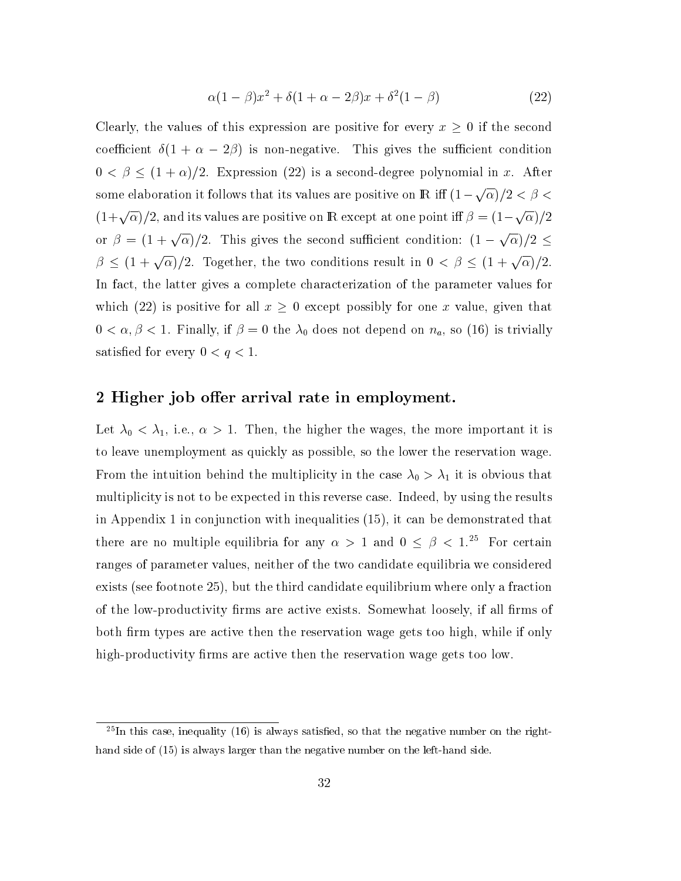$$\alpha(1-\beta)x^2 + \delta(1+\alpha-2\beta)x + \delta^2(1-\beta) \tag{22}$$

Clearly, the values of this expression are positive for every $x \geq 0$ if the second coefficient $\delta(1+\alpha-2\beta)$ is non-negative. This gives the sufficient condition $0 < \beta \leq (1+\alpha)/2$. Expression (22) is a second-degree polynomial in $x$. After some elaboration it follows that its values are positive on $\mathbb{R}$ iff $(1-\sqrt{\alpha})/2 < \beta < (1+\sqrt{\alpha})/2$, and its values are positive on $\mathbb{R}$ except at one point iff $\beta = (1-\sqrt{\alpha})/2$ or $\beta = (1+\sqrt{\alpha})/2$. This gives the second sufficient condition: $(1-\sqrt{\alpha})/2 \leq \beta \leq (1+\sqrt{\alpha})/2$. Together, the two conditions result in $0 < \beta \leq (1+\sqrt{\alpha})/2$. In fact, the latter gives a complete characterization of the parameter values for which (22) is positive for all $x \geq 0$ except possibly for one $x$ value, given that $0 < \alpha, \beta < 1$. Finally, if $\beta = 0$ the $\lambda_0$ does not depend on $n_a$, so (16) is trivially satisfied for every $0 < q < 1$.

## 2 Higher job offer arrival rate in employment.

Let $\lambda_0 < \lambda_1$, i.e., $\alpha > 1$. Then, the higher the wages, the more important it is to leave unemployment as quickly as possible, so the lower the reservation wage. From the intuition behind the multiplicity in the case $\lambda_0 > \lambda_1$ it is obvious that multiplicity is not to be expected in this reverse case. Indeed, by using the results in Appendix 1 in conjunction with inequalities (15), it can be demonstrated that there are no multiple equilibria for any $\alpha > 1$ and $0 \leq \beta < 1$.[25] For certain ranges of parameter values, neither of the two candidate equilibria we considered exists (see footnote 25), but the third candidate equilibrium where only a fraction of the low-productivity firms are active exists. Somewhat loosely, if all firms of both firm types are active then the reservation wage gets too high, while if only high-productivity firms are active then the reservation wage gets too low.

[25] In this case, inequality (16) is always satisfied, so that the negative number on the right-hand side of (15) is always larger than the negative number on the left-hand side.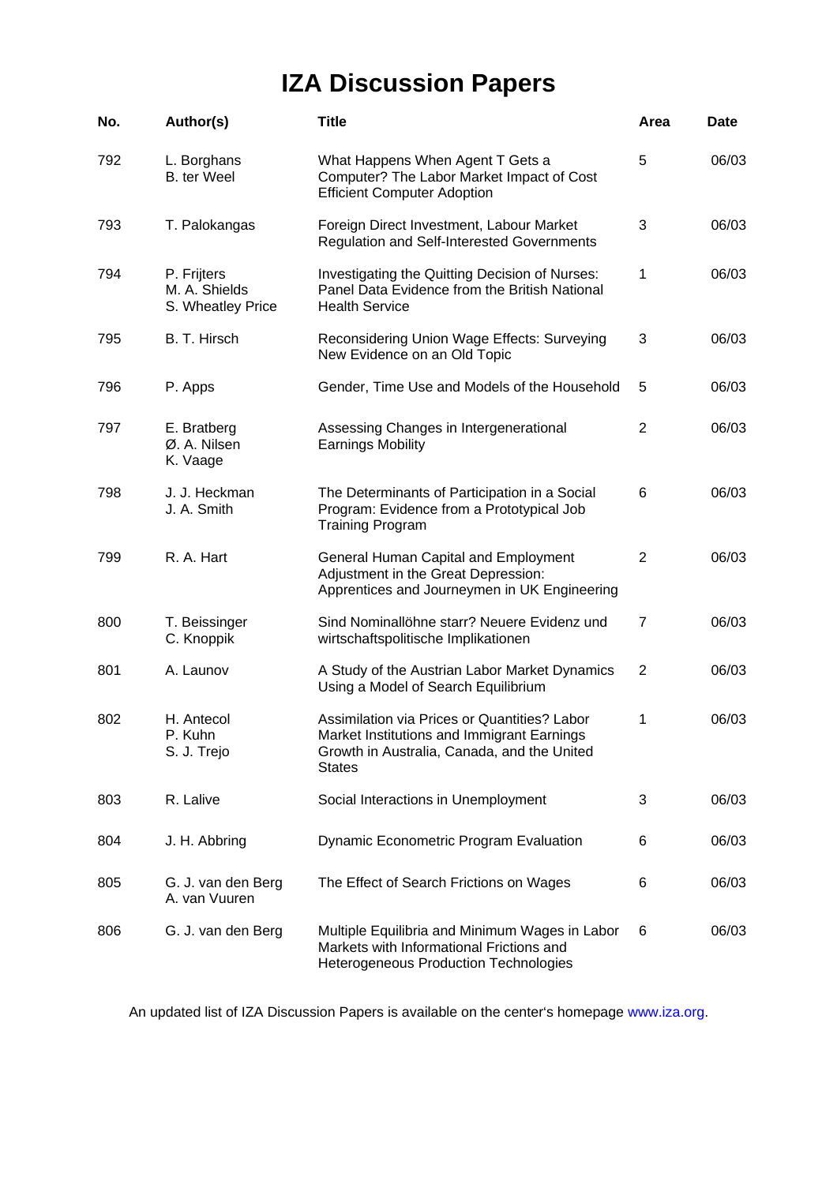# IZA Discussion Papers

| No. | Author(s) | Title | Area | Date |
|---|---|---|---|---|
| 792 | L. Borghans<br>B. ter Weel | What Happens When Agent T Gets a Computer? The Labor Market Impact of Cost Efficient Computer Adoption | 5 | 06/03 |
| 793 | T. Palokangas | Foreign Direct Investment, Labour Market Regulation and Self-Interested Governments | 3 | 06/03 |
| 794 | P. Frijters<br>M. A. Shields<br>S. Wheatley Price | Investigating the Quitting Decision of Nurses: Panel Data Evidence from the British National Health Service | 1 | 06/03 |
| 795 | B. T. Hirsch | Reconsidering Union Wage Effects: Surveying New Evidence on an Old Topic | 3 | 06/03 |
| 796 | P. Apps | Gender, Time Use and Models of the Household | 5 | 06/03 |
| 797 | E. Bratberg<br>Ø. A. Nilsen<br>K. Vaage | Assessing Changes in Intergenerational Earnings Mobility | 2 | 06/03 |
| 798 | J. J. Heckman<br>J. A. Smith | The Determinants of Participation in a Social Program: Evidence from a Prototypical Job Training Program | 6 | 06/03 |
| 799 | R. A. Hart | General Human Capital and Employment Adjustment in the Great Depression: Apprentices and Journeymen in UK Engineering | 2 | 06/03 |
| 800 | T. Beissinger<br>C. Knoppik | Sind Nominallöhne starr? Neuere Evidenz und wirtschaftspolitische Implikationen | 7 | 06/03 |
| 801 | A. Launov | A Study of the Austrian Labor Market Dynamics Using a Model of Search Equilibrium | 2 | 06/03 |
| 802 | H. Antecol<br>P. Kuhn<br>S. J. Trejo | Assimilation via Prices or Quantities? Labor Market Institutions and Immigrant Earnings Growth in Australia, Canada, and the United States | 1 | 06/03 |
| 803 | R. Lalive | Social Interactions in Unemployment | 3 | 06/03 |
| 804 | J. H. Abbring | Dynamic Econometric Program Evaluation | 6 | 06/03 |
| 805 | G. J. van den Berg<br>A. van Vuuren | The Effect of Search Frictions on Wages | 6 | 06/03 |
| 806 | G. J. van den Berg | Multiple Equilibria and Minimum Wages in Labor Markets with Informational Frictions and Heterogeneous Production Technologies | 6 | 06/03 |

An updated list of IZA Discussion Papers is available on the center's homepage www.iza.org.